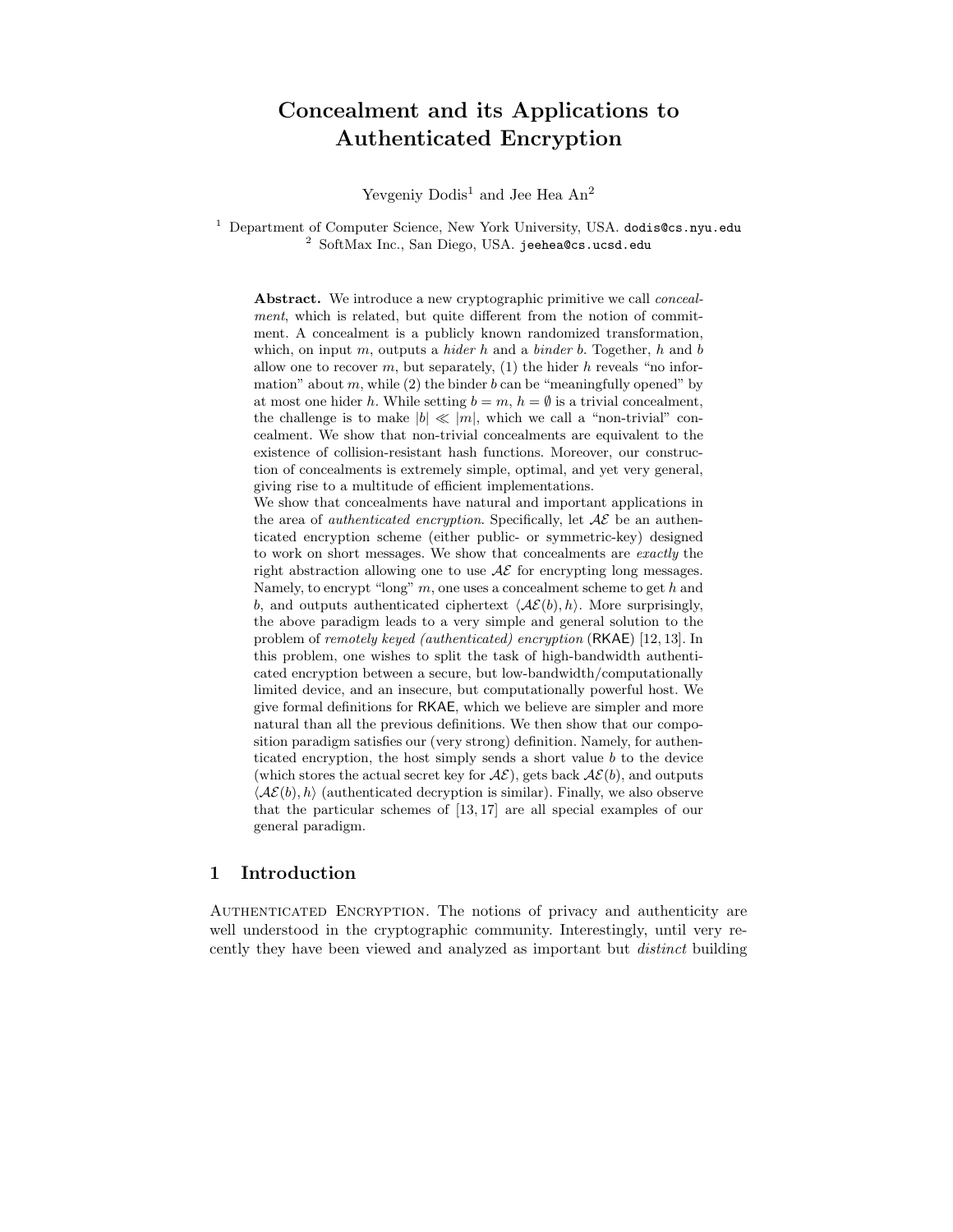# Concealment and its Applications to Authenticated Encryption

Yevgeniy Dodis[1] and Jee Hea An[2]

[1] Department of Computer Science, New York University, USA. dodis@cs.nyu.edu
[2] SoftMax Inc., San Diego, USA. jeehea@cs.ucsd.edu

**Abstract.** We introduce a new cryptographic primitive we call *concealment*, which is related, but quite different from the notion of commitment. A concealment is a publicly known randomized transformation, which, on input $m$, outputs a *hider* $h$ and a *binder* $b$. Together, $h$ and $b$ allow one to recover $m$, but separately, (1) the hider $h$ reveals "no information" about $m$, while (2) the binder $b$ can be "meaningfully opened" by at most one hider $h$. While setting $b = m$, $h = \emptyset$ is a trivial concealment, the challenge is to make $|b| \ll |m|$, which we call a "non-trivial" concealment. We show that non-trivial concealments are equivalent to the existence of collision-resistant hash functions. Moreover, our construction of concealments is extremely simple, optimal, and yet very general, giving rise to a multitude of efficient implementations.

We show that concealments have natural and important applications in the area of *authenticated encryption*. Specifically, let $\mathcal{AE}$ be an authenticated encryption scheme (either public- or symmetric-key) designed to work on short messages. We show that concealments are *exactly* the right abstraction allowing one to use $\mathcal{AE}$ for encrypting long messages. Namely, to encrypt "long" $m$, one uses a concealment scheme to get $h$ and $b$, and outputs authenticated ciphertext $\langle \mathcal{AE}(b), h \rangle$. More surprisingly, the above paradigm leads to a very simple and general solution to the problem of *remotely keyed (authenticated) encryption* (RKAE) [12, 13]. In this problem, one wishes to split the task of high-bandwidth authenticated encryption between a secure, but low-bandwidth/computationally limited device, and an insecure, but computationally powerful host. We give formal definitions for RKAE, which we believe are simpler and more natural than all the previous definitions. We then show that our composition paradigm satisfies our (very strong) definition. Namely, for authenticated encryption, the host simply sends a short value $b$ to the device (which stores the actual secret key for $\mathcal{AE}$), gets back $\mathcal{AE}(b)$, and outputs $\langle \mathcal{AE}(b), h \rangle$ (authenticated decryption is similar). Finally, we also observe that the particular schemes of [13, 17] are all special examples of our general paradigm.

## 1 Introduction

Authenticated Encryption. The notions of privacy and authenticity are well understood in the cryptographic community. Interestingly, until very recently they have been viewed and analyzed as important but *distinct* building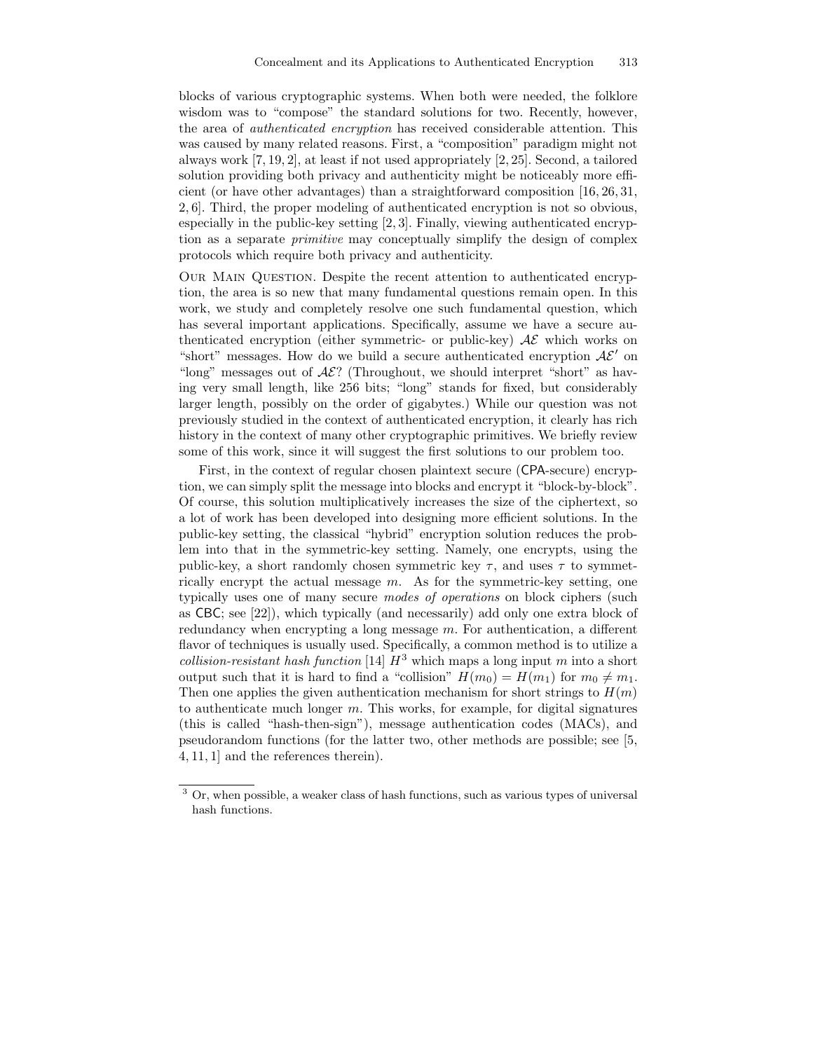blocks of various cryptographic systems. When both were needed, the folklore wisdom was to "compose" the standard solutions for two. Recently, however, the area of *authenticated encryption* has received considerable attention. This was caused by many related reasons. First, a "composition" paradigm might not always work [7, 19, 2], at least if not used appropriately [2, 25]. Second, a tailored solution providing both privacy and authenticity might be noticeably more efficient (or have other advantages) than a straightforward composition [16, 26, 31, 2, 6]. Third, the proper modeling of authenticated encryption is not so obvious, especially in the public-key setting [2, 3]. Finally, viewing authenticated encryption as a separate *primitive* may conceptually simplify the design of complex protocols which require both privacy and authenticity.

Our Main Question. Despite the recent attention to authenticated encryption, the area is so new that many fundamental questions remain open. In this work, we study and completely resolve one such fundamental question, which has several important applications. Specifically, assume we have a secure authenticated encryption (either symmetric- or public-key) $\mathcal{AE}$ which works on "short" messages. How do we build a secure authenticated encryption $\mathcal{AE}'$ on "long" messages out of $\mathcal{AE}$? (Throughout, we should interpret "short" as having very small length, like 256 bits; "long" stands for fixed, but considerably larger length, possibly on the order of gigabytes.) While our question was not previously studied in the context of authenticated encryption, it clearly has rich history in the context of many other cryptographic primitives. We briefly review some of this work, since it will suggest the first solutions to our problem too.

First, in the context of regular chosen plaintext secure (CPA-secure) encryption, we can simply split the message into blocks and encrypt it "block-by-block". Of course, this solution multiplicatively increases the size of the ciphertext, so a lot of work has been developed into designing more efficient solutions. In the public-key setting, the classical "hybrid" encryption solution reduces the problem into that in the symmetric-key setting. Namely, one encrypts, using the public-key, a short randomly chosen symmetric key $\tau$, and uses $\tau$ to symmetrically encrypt the actual message $m$. As for the symmetric-key setting, one typically uses one of many secure *modes of operations* on block ciphers (such as CBC; see [22]), which typically (and necessarily) add only one extra block of redundancy when encrypting a long message $m$. For authentication, a different flavor of techniques is usually used. Specifically, a common method is to utilize a *collision-resistant hash function* [14] $H$[3] which maps a long input $m$ into a short output such that it is hard to find a "collision" $H(m_0) = H(m_1)$ for $m_0 \neq m_1$. Then one applies the given authentication mechanism for short strings to $H(m)$ to authenticate much longer $m$. This works, for example, for digital signatures (this is called "hash-then-sign"), message authentication codes (MACs), and pseudorandom functions (for the latter two, other methods are possible; see [5, 4, 11, 1] and the references therein).

---

[3] Or, when possible, a weaker class of hash functions, such as various types of universal hash functions.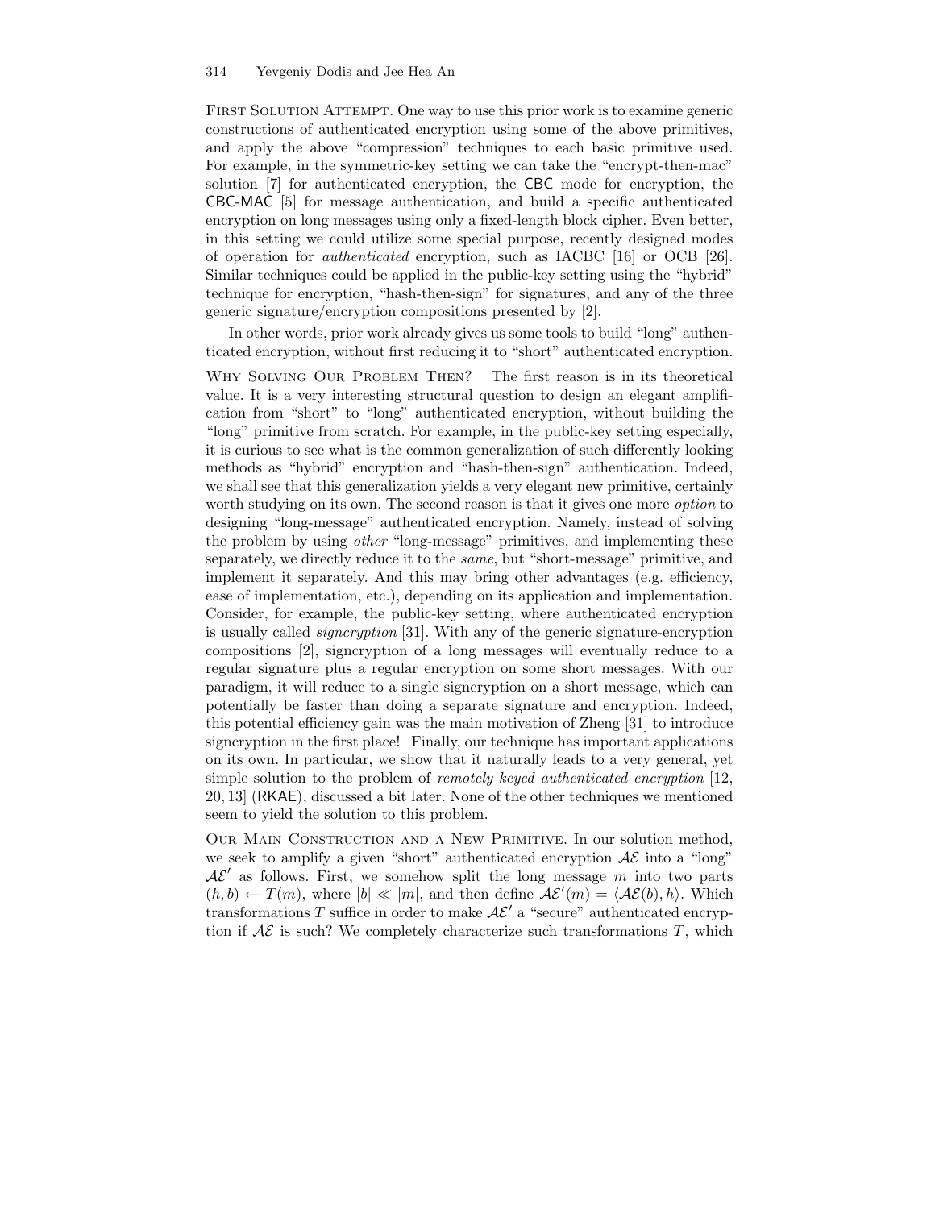FIRST SOLUTION ATTEMPT. One way to use this prior work is to examine generic constructions of authenticated encryption using some of the above primitives, and apply the above "compression" techniques to each basic primitive used. For example, in the symmetric-key setting we can take the "encrypt-then-mac" solution [7] for authenticated encryption, the CBC mode for encryption, the CBC-MAC [5] for message authentication, and build a specific authenticated encryption on long messages using only a fixed-length block cipher. Even better, in this setting we could utilize some special purpose, recently designed modes of operation for *authenticated* encryption, such as IACBC [16] or OCB [26]. Similar techniques could be applied in the public-key setting using the "hybrid" technique for encryption, "hash-then-sign" for signatures, and any of the three generic signature/encryption compositions presented by [2].

In other words, prior work already gives us some tools to build "long" authenticated encryption, without first reducing it to "short" authenticated encryption.

WHY SOLVING OUR PROBLEM THEN? The first reason is in its theoretical value. It is a very interesting structural question to design an elegant amplification from "short" to "long" authenticated encryption, without building the "long" primitive from scratch. For example, in the public-key setting especially, it is curious to see what is the common generalization of such differently looking methods as "hybrid" encryption and "hash-then-sign" authentication. Indeed, we shall see that this generalization yields a very elegant new primitive, certainly worth studying on its own. The second reason is that it gives one more *option* to designing "long-message" authenticated encryption. Namely, instead of solving the problem by using *other* "long-message" primitives, and implementing these separately, we directly reduce it to the *same*, but "short-message" primitive, and implement it separately. And this may bring other advantages (e.g. efficiency, ease of implementation, etc.), depending on its application and implementation. Consider, for example, the public-key setting, where authenticated encryption is usually called *signcryption* [31]. With any of the generic signature-encryption compositions [2], signcryption of a long messages will eventually reduce to a regular signature plus a regular encryption on some short messages. With our paradigm, it will reduce to a single signcryption on a short message, which can potentially be faster than doing a separate signature and encryption. Indeed, this potential efficiency gain was the main motivation of Zheng [31] to introduce signcryption in the first place! Finally, our technique has important applications on its own. In particular, we show that it naturally leads to a very general, yet simple solution to the problem of *remotely keyed authenticated encryption* [12, 20, 13] (RKAE), discussed a bit later. None of the other techniques we mentioned seem to yield the solution to this problem.

OUR MAIN CONSTRUCTION AND A NEW PRIMITIVE. In our solution method, we seek to amplify a given "short" authenticated encryption $\mathcal{AE}$ into a "long" $\mathcal{AE}'$ as follows. First, we somehow split the long message $m$ into two parts $(h, b) \leftarrow T(m)$, where $|b| \ll |m|$, and then define $\mathcal{AE}'(m) = \langle \mathcal{AE}(b), h \rangle$. Which transformations $T$ suffice in order to make $\mathcal{AE}'$ a "secure" authenticated encryption if $\mathcal{AE}$ is such? We completely characterize such transformations $T$, which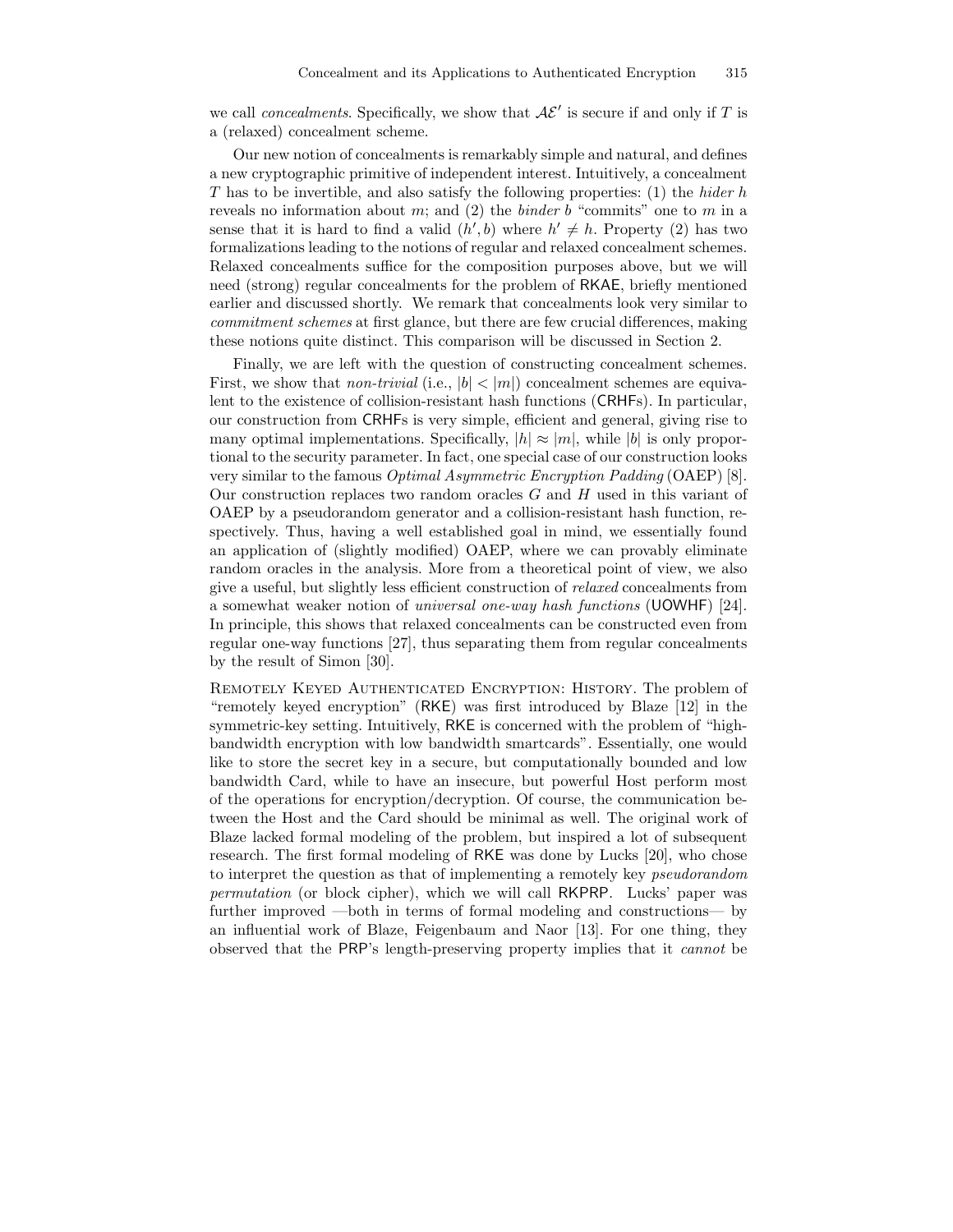we call *concealments*. Specifically, we show that $\mathcal{AE}'$ is secure if and only if $T$ is a (relaxed) concealment scheme.

Our new notion of concealments is remarkably simple and natural, and defines a new cryptographic primitive of independent interest. Intuitively, a concealment $T$ has to be invertible, and also satisfy the following properties: (1) the *hider* $h$ reveals no information about $m$; and (2) the *binder* $b$ "commits" one to $m$ in a sense that it is hard to find a valid $(h', b)$ where $h' \neq h$. Property (2) has two formalizations leading to the notions of regular and relaxed concealment schemes. Relaxed concealments suffice for the composition purposes above, but we will need (strong) regular concealments for the problem of RKAE, briefly mentioned earlier and discussed shortly. We remark that concealments look very similar to *commitment schemes* at first glance, but there are few crucial differences, making these notions quite distinct. This comparison will be discussed in Section 2.

Finally, we are left with the question of constructing concealment schemes. First, we show that *non-trivial* (i.e., $|b| < |m|$) concealment schemes are equivalent to the existence of collision-resistant hash functions (CRHFs). In particular, our construction from CRHFs is very simple, efficient and general, giving rise to many optimal implementations. Specifically, $|h| \approx |m|$, while $|b|$ is only proportional to the security parameter. In fact, one special case of our construction looks very similar to the famous *Optimal Asymmetric Encryption Padding* (OAEP) [8]. Our construction replaces two random oracles $G$ and $H$ used in this variant of OAEP by a pseudorandom generator and a collision-resistant hash function, respectively. Thus, having a well established goal in mind, we essentially found an application of (slightly modified) OAEP, where we can provably eliminate random oracles in the analysis. More from a theoretical point of view, we also give a useful, but slightly less efficient construction of *relaxed* concealments from a somewhat weaker notion of *universal one-way hash functions* (UOWHF) [24]. In principle, this shows that relaxed concealments can be constructed even from regular one-way functions [27], thus separating them from regular concealments by the result of Simon [30].

Remotely Keyed Authenticated Encryption: History. The problem of "remotely keyed encryption" (RKE) was first introduced by Blaze [12] in the symmetric-key setting. Intuitively, RKE is concerned with the problem of "high-bandwidth encryption with low bandwidth smartcards". Essentially, one would like to store the secret key in a secure, but computationally bounded and low bandwidth Card, while to have an insecure, but powerful Host perform most of the operations for encryption/decryption. Of course, the communication between the Host and the Card should be minimal as well. The original work of Blaze lacked formal modeling of the problem, but inspired a lot of subsequent research. The first formal modeling of RKE was done by Lucks [20], who chose to interpret the question as that of implementing a remotely key *pseudorandom permutation* (or block cipher), which we will call RKPRP. Lucks' paper was further improved —both in terms of formal modeling and constructions— by an influential work of Blaze, Feigenbaum and Naor [13]. For one thing, they observed that the PRP's length-preserving property implies that it *cannot* be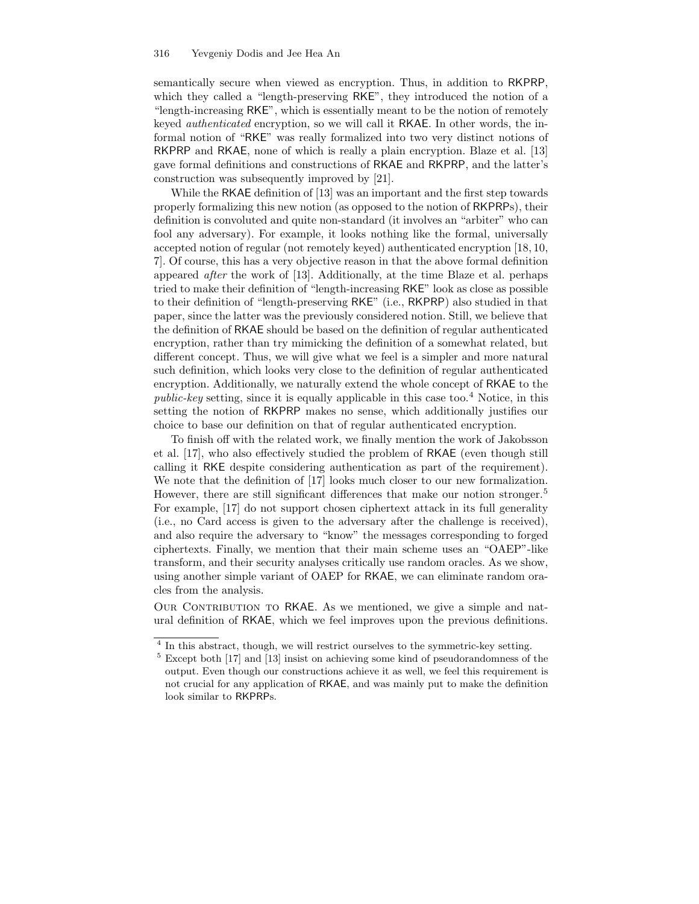semantically secure when viewed as encryption. Thus, in addition to RKPRP, which they called a "length-preserving RKE", they introduced the notion of a "length-increasing RKE", which is essentially meant to be the notion of remotely keyed *authenticated* encryption, so we will call it RKAE. In other words, the informal notion of "RKE" was really formalized into two very distinct notions of RKPRP and RKAE, none of which is really a plain encryption. Blaze et al. [13] gave formal definitions and constructions of RKAE and RKPRP, and the latter's construction was subsequently improved by [21].

While the RKAE definition of [13] was an important and the first step towards properly formalizing this new notion (as opposed to the notion of RKPRPs), their definition is convoluted and quite non-standard (it involves an "arbiter" who can fool any adversary). For example, it looks nothing like the formal, universally accepted notion of regular (not remotely keyed) authenticated encryption [18, 10, 7]. Of course, this has a very objective reason in that the above formal definition appeared *after* the work of [13]. Additionally, at the time Blaze et al. perhaps tried to make their definition of "length-increasing RKE" look as close as possible to their definition of "length-preserving RKE" (i.e., RKPRP) also studied in that paper, since the latter was the previously considered notion. Still, we believe that the definition of RKAE should be based on the definition of regular authenticated encryption, rather than try mimicking the definition of a somewhat related, but different concept. Thus, we will give what we feel is a simpler and more natural such definition, which looks very close to the definition of regular authenticated encryption. Additionally, we naturally extend the whole concept of RKAE to the *public-key* setting, since it is equally applicable in this case too.[4] Notice, in this setting the notion of RKPRP makes no sense, which additionally justifies our choice to base our definition on that of regular authenticated encryption.

To finish off with the related work, we finally mention the work of Jakobsson et al. [17], who also effectively studied the problem of RKAE (even though still calling it RKE despite considering authentication as part of the requirement). We note that the definition of [17] looks much closer to our new formalization. However, there are still significant differences that make our notion stronger.[5] For example, [17] do not support chosen ciphertext attack in its full generality (i.e., no Card access is given to the adversary after the challenge is received), and also require the adversary to "know" the messages corresponding to forged ciphertexts. Finally, we mention that their main scheme uses an "OAEP"-like transform, and their security analyses critically use random oracles. As we show, using another simple variant of OAEP for RKAE, we can eliminate random oracles from the analysis.

Our Contribution to RKAE. As we mentioned, we give a simple and natural definition of RKAE, which we feel improves upon the previous definitions.

---

[4] In this abstract, though, we will restrict ourselves to the symmetric-key setting.

[5] Except both [17] and [13] insist on achieving some kind of pseudorandomness of the output. Even though our constructions achieve it as well, we feel this requirement is not crucial for any application of RKAE, and was mainly put to make the definition look similar to RKPRPs.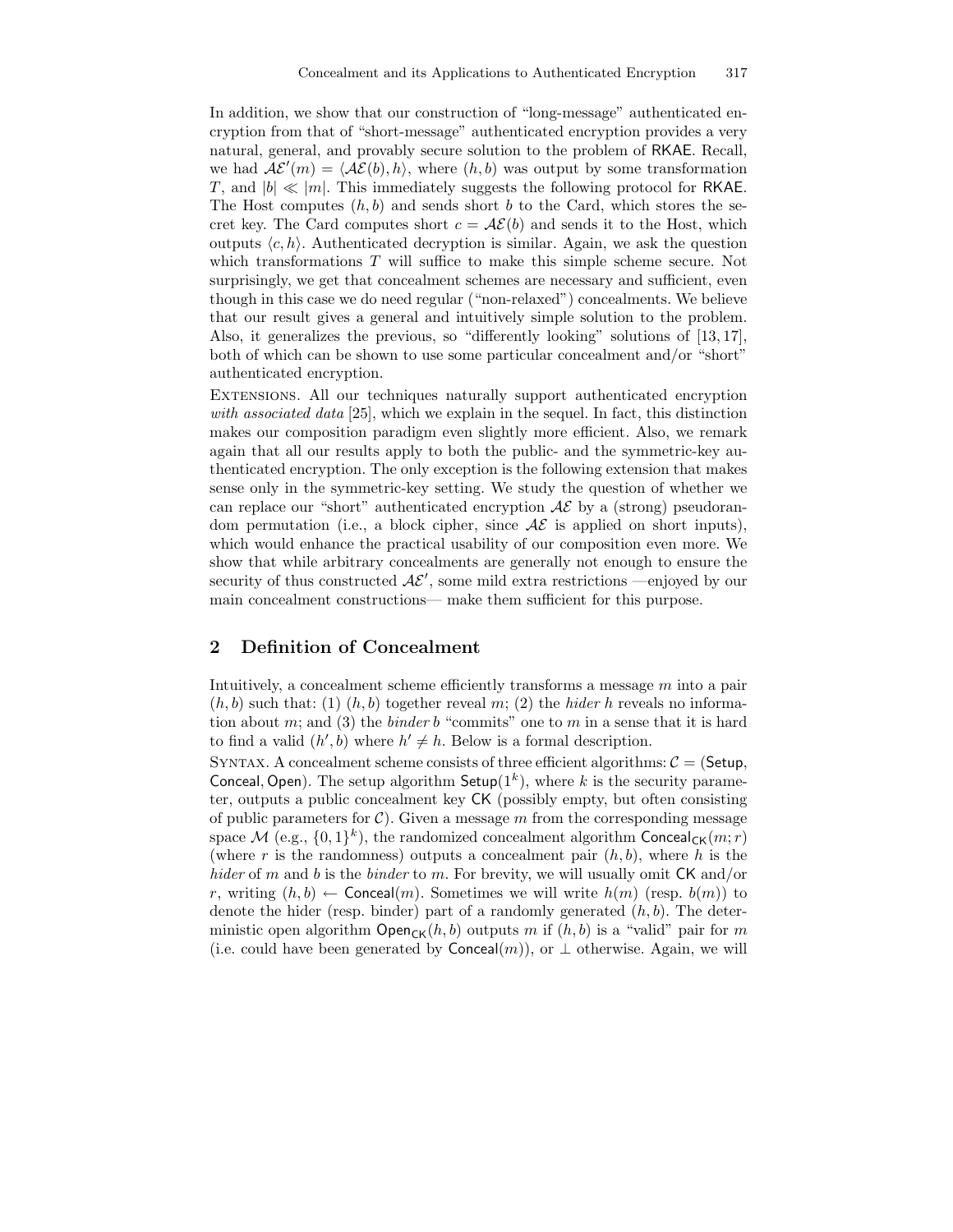In addition, we show that our construction of "long-message" authenticated encryption from that of "short-message" authenticated encryption provides a very natural, general, and provably secure solution to the problem of RKAE. Recall, we had $\mathcal{AE}'(m) = \langle \mathcal{AE}(b), h \rangle$, where $(h, b)$ was output by some transformation $T$, and $|b| \ll |m|$. This immediately suggests the following protocol for RKAE. The Host computes $(h, b)$ and sends short $b$ to the Card, which stores the secret key. The Card computes short $c = \mathcal{AE}(b)$ and sends it to the Host, which outputs $\langle c, h \rangle$. Authenticated decryption is similar. Again, we ask the question which transformations $T$ will suffice to make this simple scheme secure. Not surprisingly, we get that concealment schemes are necessary and sufficient, even though in this case we do need regular ("non-relaxed") concealments. We believe that our result gives a general and intuitively simple solution to the problem. Also, it generalizes the previous, so "differently looking" solutions of [13, 17], both of which can be shown to use some particular concealment and/or "short" authenticated encryption.

Extensions. All our techniques naturally support authenticated encryption *with associated data* [25], which we explain in the sequel. In fact, this distinction makes our composition paradigm even slightly more efficient. Also, we remark again that all our results apply to both the public- and the symmetric-key authenticated encryption. The only exception is the following extension that makes sense only in the symmetric-key setting. We study the question of whether we can replace our "short" authenticated encryption $\mathcal{AE}$ by a (strong) pseudorandom permutation (i.e., a block cipher, since $\mathcal{AE}$ is applied on short inputs), which would enhance the practical usability of our composition even more. We show that while arbitrary concealments are generally not enough to ensure the security of thus constructed $\mathcal{AE}'$, some mild extra restrictions —enjoyed by our main concealment constructions— make them sufficient for this purpose.

## 2 Definition of Concealment

Intuitively, a concealment scheme efficiently transforms a message $m$ into a pair $(h, b)$ such that: (1) $(h, b)$ together reveal $m$; (2) the *hider* $h$ reveals no information about $m$; and (3) the *binder* $b$ "commits" one to $m$ in a sense that it is hard to find a valid $(h', b)$ where $h' \neq h$. Below is a formal description.

Syntax. A concealment scheme consists of three efficient algorithms: $\mathcal{C} = (\mathsf{Setup}, \mathsf{Conceal}, \mathsf{Open})$. The setup algorithm $\mathsf{Setup}(1^k)$, where $k$ is the security parameter, outputs a public concealment key $\mathsf{CK}$ (possibly empty, but often consisting of public parameters for $\mathcal{C}$). Given a message $m$ from the corresponding message space $\mathcal{M}$ (e.g., $\{0,1\}^k$), the randomized concealment algorithm $\mathsf{Conceal}_{\mathsf{CK}}(m; r)$ (where $r$ is the randomness) outputs a concealment pair $(h, b)$, where $h$ is the *hider* of $m$ and $b$ is the *binder* to $m$. For brevity, we will usually omit $\mathsf{CK}$ and/or $r$, writing $(h, b) \leftarrow \mathsf{Conceal}(m)$. Sometimes we will write $h(m)$ (resp. $b(m)$) to denote the hider (resp. binder) part of a randomly generated $(h, b)$. The deterministic open algorithm $\mathsf{Open}_{\mathsf{CK}}(h, b)$ outputs $m$ if $(h, b)$ is a "valid" pair for $m$ (i.e. could have been generated by $\mathsf{Conceal}(m)$), or $\perp$ otherwise. Again, we will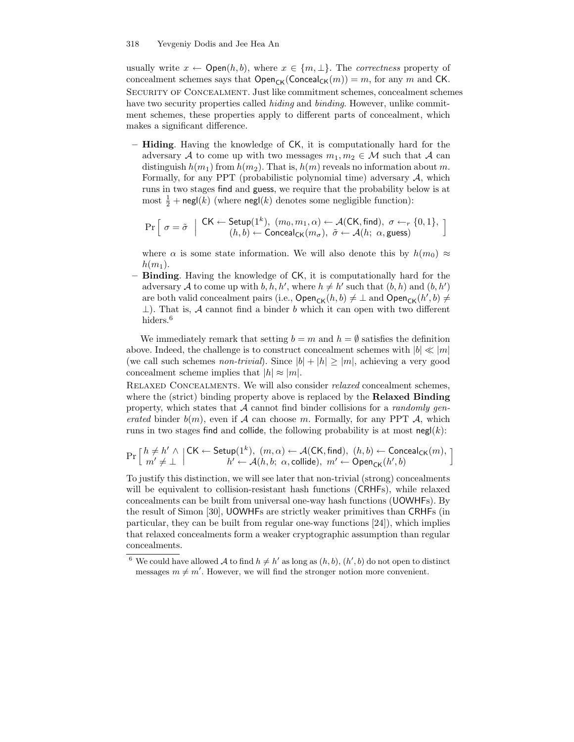usually write $x \leftarrow \mathsf{Open}(h, b)$, where $x \in \{m, \perp\}$. The *correctness* property of concealment schemes says that $\mathsf{Open}_{\mathsf{CK}}(\mathsf{Conceal}_{\mathsf{CK}}(m)) = m$, for any $m$ and $\mathsf{CK}$.

Security of Concealment. Just like commitment schemes, concealment schemes have two security properties called *hiding* and *binding*. However, unlike commitment schemes, these properties apply to different parts of concealment, which makes a significant difference.

- **Hiding**. Having the knowledge of $\mathsf{CK}$, it is computationally hard for the adversary $\mathcal{A}$ to come up with two messages $m_1, m_2 \in \mathcal{M}$ such that $\mathcal{A}$ can distinguish $h(m_1)$ from $h(m_2)$. That is, $h(m)$ reveals no information about $m$. Formally, for any PPT (probabilistic polynomial time) adversary $\mathcal{A}$, which runs in two stages $\mathsf{find}$ and $\mathsf{guess}$, we require that the probability below is at most $\frac{1}{2} + \mathsf{negl}(k)$ (where $\mathsf{negl}(k)$ denotes some negligible function):

$$\Pr\left[\ \sigma = \tilde{\sigma}\ \left|\ \begin{array}{c}\mathsf{CK} \leftarrow \mathsf{Setup}(1^k),\ (m_0, m_1, \alpha) \leftarrow \mathcal{A}(\mathsf{CK}, \mathsf{find}),\ \sigma \leftarrow_r \{0,1\},\\ (h, b) \leftarrow \mathsf{Conceal}_{\mathsf{CK}}(m_\sigma),\ \tilde{\sigma} \leftarrow \mathcal{A}(h;\ \alpha, \mathsf{guess})\end{array}\right.\right]$$

  where $\alpha$ is some state information. We will also denote this by $h(m_0) \approx h(m_1)$.
- **Binding**. Having the knowledge of $\mathsf{CK}$, it is computationally hard for the adversary $\mathcal{A}$ to come up with $b, h, h'$, where $h \neq h'$ such that $(b, h)$ and $(b, h')$ are both valid concealment pairs (i.e., $\mathsf{Open}_{\mathsf{CK}}(h, b) \neq \perp$ and $\mathsf{Open}_{\mathsf{CK}}(h', b) \neq \perp$). That is, $\mathcal{A}$ cannot find a binder $b$ which it can open with two different hiders.[6]

We immediately remark that setting $b = m$ and $h = \emptyset$ satisfies the definition above. Indeed, the challenge is to construct concealment schemes with $|b| \ll |m|$ (we call such schemes *non-trivial*). Since $|b| + |h| \geq |m|$, achieving a very good concealment scheme implies that $|h| \approx |m|$.

Relaxed Concealments. We will also consider *relaxed* concealment schemes, where the (strict) binding property above is replaced by the **Relaxed Binding** property, which states that $\mathcal{A}$ cannot find binder collisions for a *randomly generated* binder $b(m)$, even if $\mathcal{A}$ can choose $m$. Formally, for any PPT $\mathcal{A}$, which runs in two stages $\mathsf{find}$ and $\mathsf{collide}$, the following probability is at most $\mathsf{negl}(k)$:

$$\Pr\left[\begin{array}{c} h \neq h' \wedge \\ m' \neq \perp \end{array}\left|\begin{array}{c}\mathsf{CK} \leftarrow \mathsf{Setup}(1^k),\ (m, \alpha) \leftarrow \mathcal{A}(\mathsf{CK}, \mathsf{find}),\ (h, b) \leftarrow \mathsf{Conceal}_{\mathsf{CK}}(m),\\ h' \leftarrow \mathcal{A}(h, b;\ \alpha, \mathsf{collide}),\ m' \leftarrow \mathsf{Open}_{\mathsf{CK}}(h', b)\end{array}\right.\right]$$

To justify this distinction, we will see later that non-trivial (strong) concealments will be equivalent to collision-resistant hash functions ($\mathsf{CRHF}$s), while relaxed concealments can be built from universal one-way hash functions ($\mathsf{UOWHF}$s). By the result of Simon [30], $\mathsf{UOWHF}$s are strictly weaker primitives than $\mathsf{CRHF}$s (in particular, they can be built from regular one-way functions [24]), which implies that relaxed concealments form a weaker cryptographic assumption than regular concealments.

---

[6] We could have allowed $\mathcal{A}$ to find $h \neq h'$ as long as $(h, b)$, $(h', b)$ do not open to distinct messages $m \neq m'$. However, we will find the stronger notion more convenient.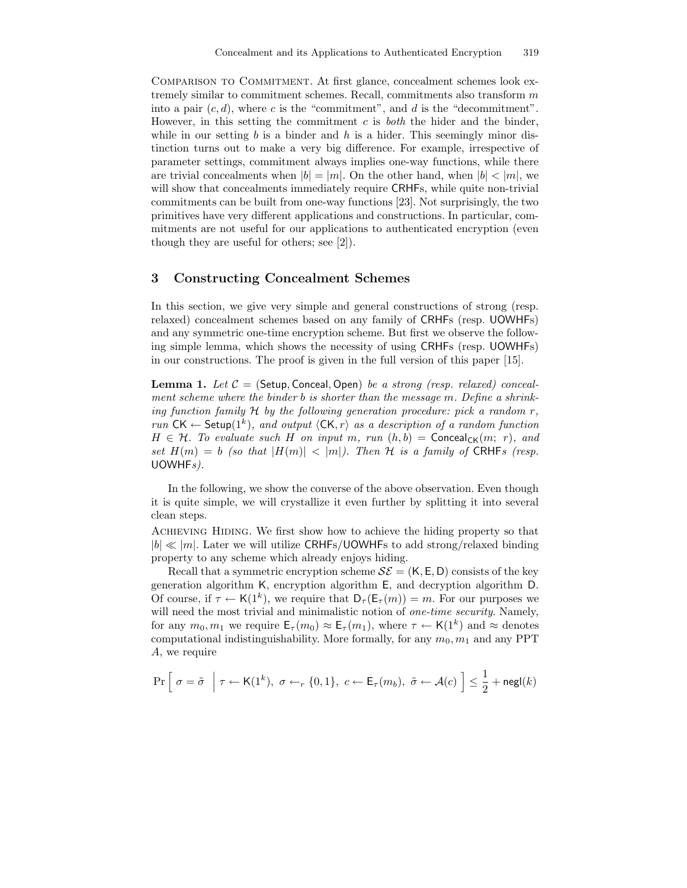Comparison to Commitment. At first glance, concealment schemes look extremely similar to commitment schemes. Recall, commitments also transform $m$ into a pair $(c, d)$, where $c$ is the "commitment", and $d$ is the "decommitment". However, in this setting the commitment $c$ is *both* the hider and the binder, while in our setting $b$ is a binder and $h$ is a hider. This seemingly minor distinction turns out to make a very big difference. For example, irrespective of parameter settings, commitment always implies one-way functions, while there are trivial concealments when $|b| = |m|$. On the other hand, when $|b| < |m|$, we will show that concealments immediately require CRHFs, while quite non-trivial commitments can be built from one-way functions [23]. Not surprisingly, the two primitives have very different applications and constructions. In particular, commitments are not useful for our applications to authenticated encryption (even though they are useful for others; see [2]).

## 3 Constructing Concealment Schemes

In this section, we give very simple and general constructions of strong (resp. relaxed) concealment schemes based on any family of CRHFs (resp. UOWHFs) and any symmetric one-time encryption scheme. But first we observe the following simple lemma, which shows the necessity of using CRHFs (resp. UOWHFs) in our constructions. The proof is given in the full version of this paper [15].

**Lemma 1.** *Let $\mathcal{C} = (\mathsf{Setup}, \mathsf{Conceal}, \mathsf{Open})$ be a strong (resp. relaxed) concealment scheme where the binder $b$ is shorter than the message $m$. Define a shrinking function family $\mathcal{H}$ by the following generation procedure: pick a random $r$, run $\mathsf{CK} \leftarrow \mathsf{Setup}(1^k)$, and output $\langle \mathsf{CK}, r \rangle$ as a description of a random function $H \in \mathcal{H}$. To evaluate such $H$ on input $m$, run $(h, b) = \mathsf{Conceal}_{\mathsf{CK}}(m;\ r)$, and set $H(m) = b$ (so that $|H(m)| < |m|$). Then $\mathcal{H}$ is a family of CRHFs (resp. UOWHFs).*

In the following, we show the converse of the above observation. Even though it is quite simple, we will crystallize it even further by splitting it into several clean steps.

Achieving Hiding. We first show how to achieve the hiding property so that $|b| \ll |m|$. Later we will utilize CRHFs/UOWHFs to add strong/relaxed binding property to any scheme which already enjoys hiding.

Recall that a symmetric encryption scheme $\mathcal{SE} = (\mathsf{K}, \mathsf{E}, \mathsf{D})$ consists of the key generation algorithm $\mathsf{K}$, encryption algorithm $\mathsf{E}$, and decryption algorithm $\mathsf{D}$. Of course, if $\tau \leftarrow \mathsf{K}(1^k)$, we require that $\mathsf{D}_\tau(\mathsf{E}_\tau(m)) = m$. For our purposes we will need the most trivial and minimalistic notion of *one-time security*. Namely, for any $m_0, m_1$ we require $\mathsf{E}_\tau(m_0) \approx \mathsf{E}_\tau(m_1)$, where $\tau \leftarrow \mathsf{K}(1^k)$ and $\approx$ denotes computational indistinguishability. More formally, for any $m_0, m_1$ and any PPT $A$, we require

$$\Pr\left[\ \sigma = \tilde{\sigma}\ \ \middle|\ \tau \leftarrow \mathsf{K}(1^k),\ \sigma \leftarrow_r \{0,1\},\ c \leftarrow \mathsf{E}_\tau(m_b),\ \tilde{\sigma} \leftarrow \mathcal{A}(c)\ \right] \leq \frac{1}{2} + \mathsf{negl}(k)$$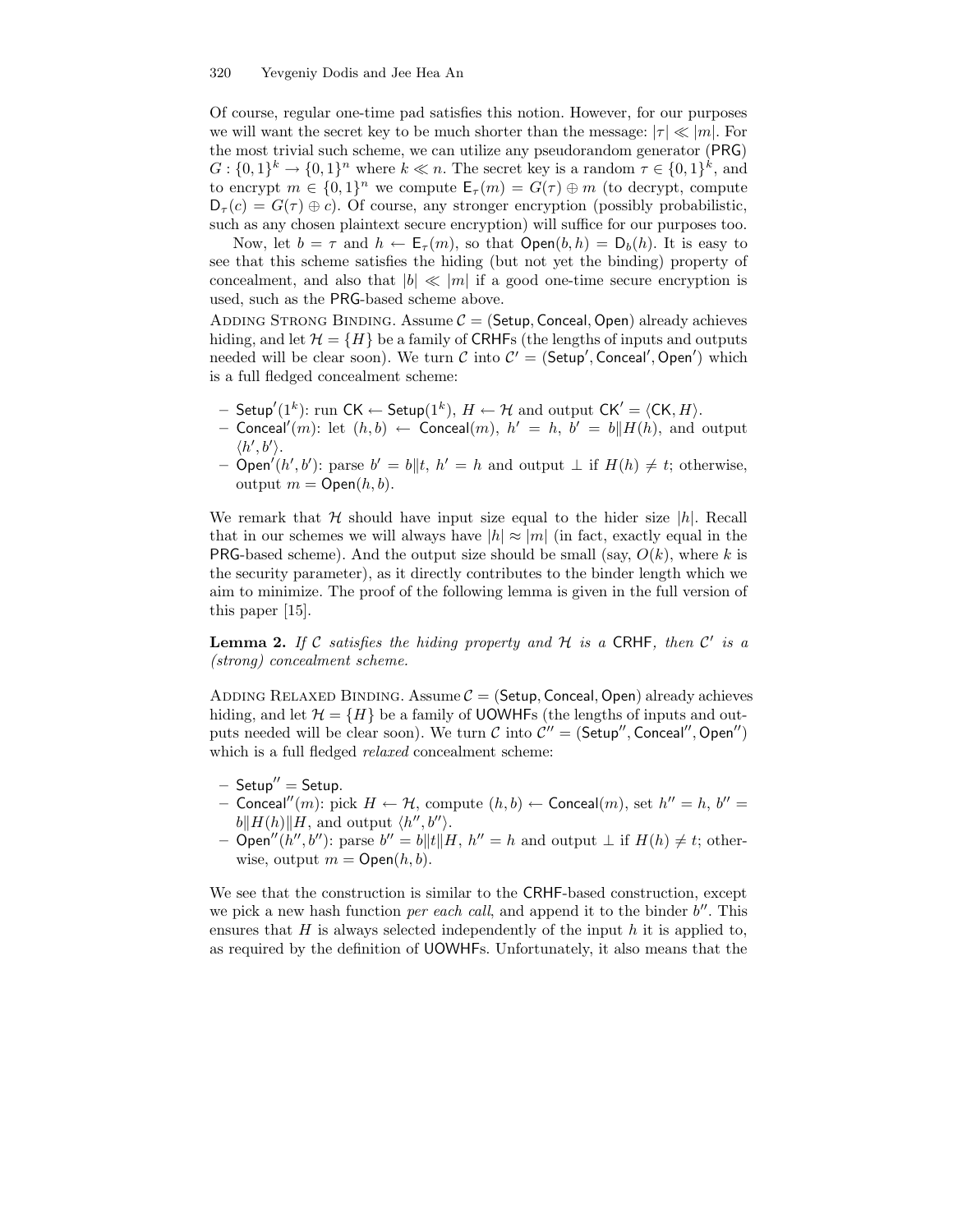Of course, regular one-time pad satisfies this notion. However, for our purposes we will want the secret key to be much shorter than the message: $|\tau| \ll |m|$. For the most trivial such scheme, we can utilize any pseudorandom generator (PRG) $G : \{0,1\}^k \to \{0,1\}^n$ where $k \ll n$. The secret key is a random $\tau \in \{0,1\}^k$, and to encrypt $m \in \{0,1\}^n$ we compute $\mathsf{E}_\tau(m) = G(\tau) \oplus m$ (to decrypt, compute $\mathsf{D}_\tau(c) = G(\tau) \oplus c$). Of course, any stronger encryption (possibly probabilistic, such as any chosen plaintext secure encryption) will suffice for our purposes too.

Now, let $b = \tau$ and $h \leftarrow \mathsf{E}_\tau(m)$, so that $\mathsf{Open}(b, h) = \mathsf{D}_b(h)$. It is easy to see that this scheme satisfies the hiding (but not yet the binding) property of concealment, and also that $|b| \ll |m|$ if a good one-time secure encryption is used, such as the PRG-based scheme above.

Adding Strong Binding. Assume $\mathcal{C} = (\mathsf{Setup}, \mathsf{Conceal}, \mathsf{Open})$ already achieves hiding, and let $\mathcal{H} = \{H\}$ be a family of CRHFs (the lengths of inputs and outputs needed will be clear soon). We turn $\mathcal{C}$ into $\mathcal{C}' = (\mathsf{Setup}', \mathsf{Conceal}', \mathsf{Open}')$ which is a full fledged concealment scheme:

- $\mathsf{Setup}'(1^k)$: run $\mathsf{CK} \leftarrow \mathsf{Setup}(1^k)$, $H \leftarrow \mathcal{H}$ and output $\mathsf{CK}' = \langle \mathsf{CK}, H \rangle$.
- $\mathsf{Conceal}'(m)$: let $(h, b) \leftarrow \mathsf{Conceal}(m)$, $h' = h$, $b' = b \| H(h)$, and output $\langle h', b' \rangle$.
- $\mathsf{Open}'(h', b')$: parse $b' = b \| t$, $h' = h$ and output $\bot$ if $H(h) \neq t$; otherwise, output $m = \mathsf{Open}(h, b)$.

We remark that $\mathcal{H}$ should have input size equal to the hider size $|h|$. Recall that in our schemes we will always have $|h| \approx |m|$ (in fact, exactly equal in the PRG-based scheme). And the output size should be small (say, $O(k)$, where $k$ is the security parameter), as it directly contributes to the binder length which we aim to minimize. The proof of the following lemma is given in the full version of this paper [15].

**Lemma 2.** *If $\mathcal{C}$ satisfies the hiding property and $\mathcal{H}$ is a* CRHF*, then $\mathcal{C}'$ is a (strong) concealment scheme.*

Adding Relaxed Binding. Assume $\mathcal{C} = (\mathsf{Setup}, \mathsf{Conceal}, \mathsf{Open})$ already achieves hiding, and let $\mathcal{H} = \{H\}$ be a family of UOWHFs (the lengths of inputs and outputs needed will be clear soon). We turn $\mathcal{C}$ into $\mathcal{C}'' = (\mathsf{Setup}'', \mathsf{Conceal}'', \mathsf{Open}'')$ which is a full fledged *relaxed* concealment scheme:

- $\mathsf{Setup}'' = \mathsf{Setup}$.
- $\mathsf{Conceal}''(m)$: pick $H \leftarrow \mathcal{H}$, compute $(h, b) \leftarrow \mathsf{Conceal}(m)$, set $h'' = h$, $b'' = b \| H(h) \| H$, and output $\langle h'', b'' \rangle$.
- $\mathsf{Open}''(h'', b'')$: parse $b'' = b \| t \| H$, $h'' = h$ and output $\bot$ if $H(h) \neq t$; otherwise, output $m = \mathsf{Open}(h, b)$.

We see that the construction is similar to the CRHF-based construction, except we pick a new hash function *per each call*, and append it to the binder $b''$. This ensures that $H$ is always selected independently of the input $h$ it is applied to, as required by the definition of UOWHFs. Unfortunately, it also means that the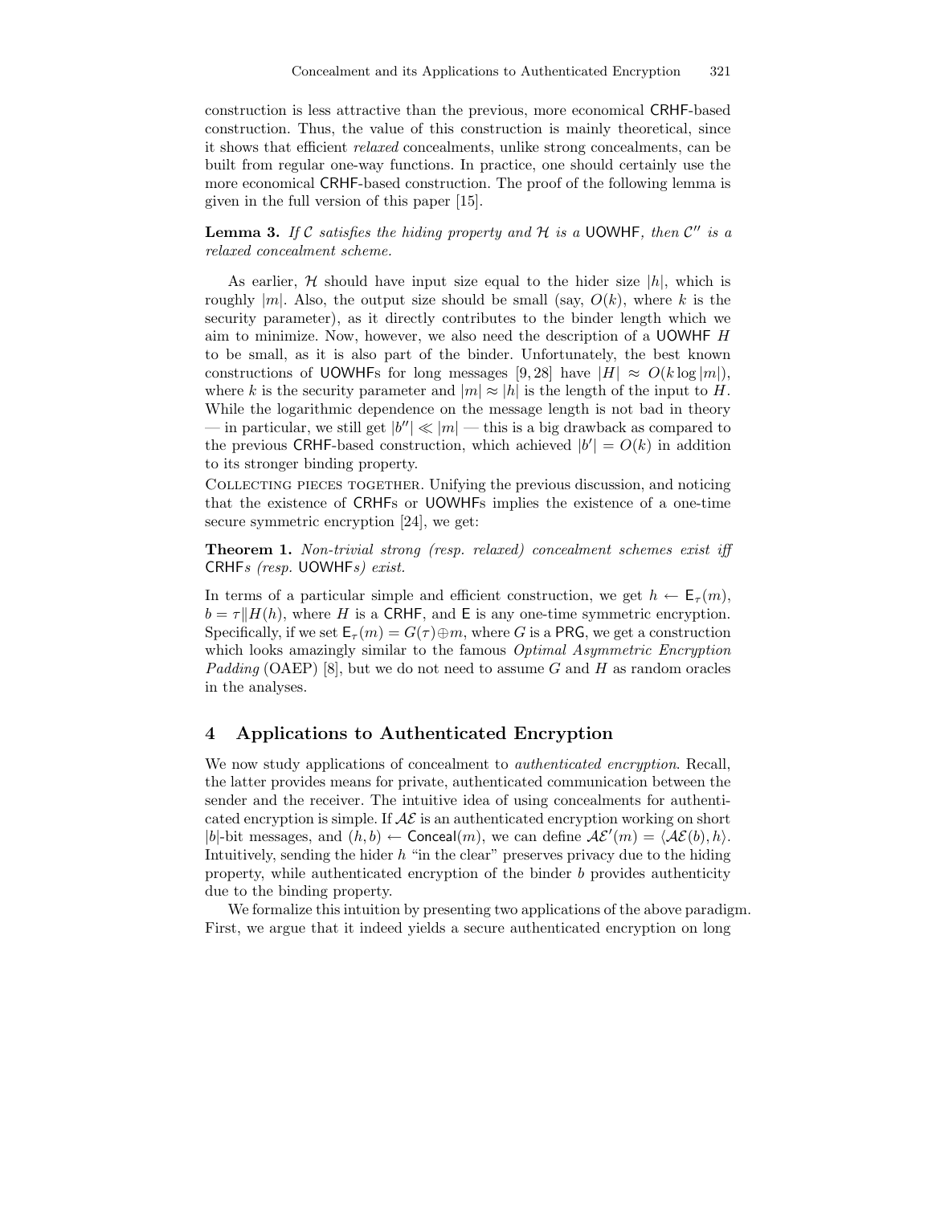construction is less attractive than the previous, more economical CRHF-based construction. Thus, the value of this construction is mainly theoretical, since it shows that efficient *relaxed* concealments, unlike strong concealments, can be built from regular one-way functions. In practice, one should certainly use the more economical CRHF-based construction. The proof of the following lemma is given in the full version of this paper [15].

**Lemma 3.** *If $\mathcal{C}$ satisfies the hiding property and $\mathcal{H}$ is a* UOWHF*, then $\mathcal{C}''$ is a relaxed concealment scheme.*

As earlier, $\mathcal{H}$ should have input size equal to the hider size $|h|$, which is roughly $|m|$. Also, the output size should be small (say, $O(k)$, where $k$ is the security parameter), as it directly contributes to the binder length which we aim to minimize. Now, however, we also need the description of a UOWHF $H$ to be small, as it is also part of the binder. Unfortunately, the best known constructions of UOWHFs for long messages [9, 28] have $|H| \approx O(k \log |m|)$, where $k$ is the security parameter and $|m| \approx |h|$ is the length of the input to $H$. While the logarithmic dependence on the message length is not bad in theory — in particular, we still get $|b''| \ll |m|$ — this is a big drawback as compared to the previous CRHF-based construction, which achieved $|b'| = O(k)$ in addition to its stronger binding property.

Collecting pieces together. Unifying the previous discussion, and noticing that the existence of CRHFs or UOWHFs implies the existence of a one-time secure symmetric encryption [24], we get:

**Theorem 1.** *Non-trivial strong (resp. relaxed) concealment schemes exist iff* CRHF*s (resp.* UOWHF*s) exist.*

In terms of a particular simple and efficient construction, we get $h \leftarrow \mathsf{E}_\tau(m)$, $b = \tau \| H(h)$, where $H$ is a CRHF, and $\mathsf{E}$ is any one-time symmetric encryption. Specifically, if we set $\mathsf{E}_\tau(m) = G(\tau) \oplus m$, where $G$ is a PRG, we get a construction which looks amazingly similar to the famous *Optimal Asymmetric Encryption Padding* (OAEP) [8], but we do not need to assume $G$ and $H$ as random oracles in the analyses.

## 4 Applications to Authenticated Encryption

We now study applications of concealment to *authenticated encryption*. Recall, the latter provides means for private, authenticated communication between the sender and the receiver. The intuitive idea of using concealments for authenticated encryption is simple. If $\mathcal{AE}$ is an authenticated encryption working on short $|b|$-bit messages, and $(h, b) \leftarrow \mathsf{Conceal}(m)$, we can define $\mathcal{AE}'(m) = \langle \mathcal{AE}(b), h \rangle$. Intuitively, sending the hider $h$ "in the clear" preserves privacy due to the hiding property, while authenticated encryption of the binder $b$ provides authenticity due to the binding property.

We formalize this intuition by presenting two applications of the above paradigm. First, we argue that it indeed yields a secure authenticated encryption on long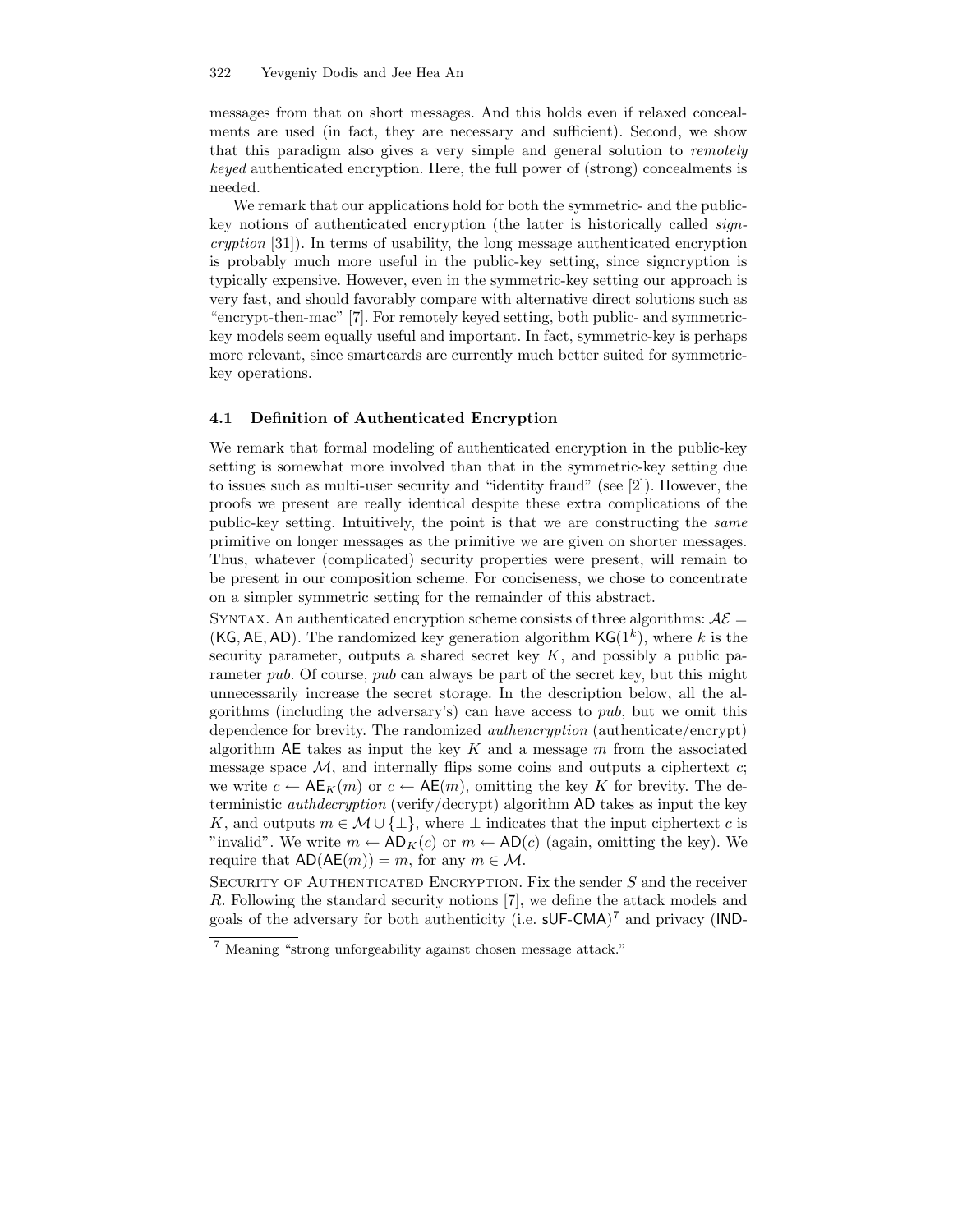messages from that on short messages. And this holds even if relaxed concealments are used (in fact, they are necessary and sufficient). Second, we show that this paradigm also gives a very simple and general solution to *remotely keyed* authenticated encryption. Here, the full power of (strong) concealments is needed.

We remark that our applications hold for both the symmetric- and the public-key notions of authenticated encryption (the latter is historically called *signcryption* [31]). In terms of usability, the long message authenticated encryption is probably much more useful in the public-key setting, since signcryption is typically expensive. However, even in the symmetric-key setting our approach is very fast, and should favorably compare with alternative direct solutions such as "encrypt-then-mac" [7]. For remotely keyed setting, both public- and symmetric-key models seem equally useful and important. In fact, symmetric-key is perhaps more relevant, since smartcards are currently much better suited for symmetric-key operations.

### 4.1 Definition of Authenticated Encryption

We remark that formal modeling of authenticated encryption in the public-key setting is somewhat more involved than that in the symmetric-key setting due to issues such as multi-user security and "identity fraud" (see [2]). However, the proofs we present are really identical despite these extra complications of the public-key setting. Intuitively, the point is that we are constructing the *same* primitive on longer messages as the primitive we are given on shorter messages. Thus, whatever (complicated) security properties were present, will remain to be present in our composition scheme. For conciseness, we chose to concentrate on a simpler symmetric setting for the remainder of this abstract.

Syntax. An authenticated encryption scheme consists of three algorithms: $\mathcal{AE} = (\mathsf{KG}, \mathsf{AE}, \mathsf{AD})$. The randomized key generation algorithm $\mathsf{KG}(1^k)$, where $k$ is the security parameter, outputs a shared secret key $K$, and possibly a public parameter *pub*. Of course, *pub* can always be part of the secret key, but this might unnecessarily increase the secret storage. In the description below, all the algorithms (including the adversary's) can have access to *pub*, but we omit this dependence for brevity. The randomized *authencryption* (authenticate/encrypt) algorithm $\mathsf{AE}$ takes as input the key $K$ and a message $m$ from the associated message space $\mathcal{M}$, and internally flips some coins and outputs a ciphertext $c$; we write $c \leftarrow \mathsf{AE}_K(m)$ or $c \leftarrow \mathsf{AE}(m)$, omitting the key $K$ for brevity. The deterministic *authdecryption* (verify/decrypt) algorithm $\mathsf{AD}$ takes as input the key $K$, and outputs $m \in \mathcal{M} \cup \{\perp\}$, where $\perp$ indicates that the input ciphertext $c$ is "invalid". We write $m \leftarrow \mathsf{AD}_K(c)$ or $m \leftarrow \mathsf{AD}(c)$ (again, omitting the key). We require that $\mathsf{AD}(\mathsf{AE}(m)) = m$, for any $m \in \mathcal{M}$.

Security of Authenticated Encryption. Fix the sender $S$ and the receiver $R$. Following the standard security notions [7], we define the attack models and goals of the adversary for both authenticity (i.e. sUF-CMA)[7] and privacy (IND-

[7] Meaning "strong unforgeability against chosen message attack."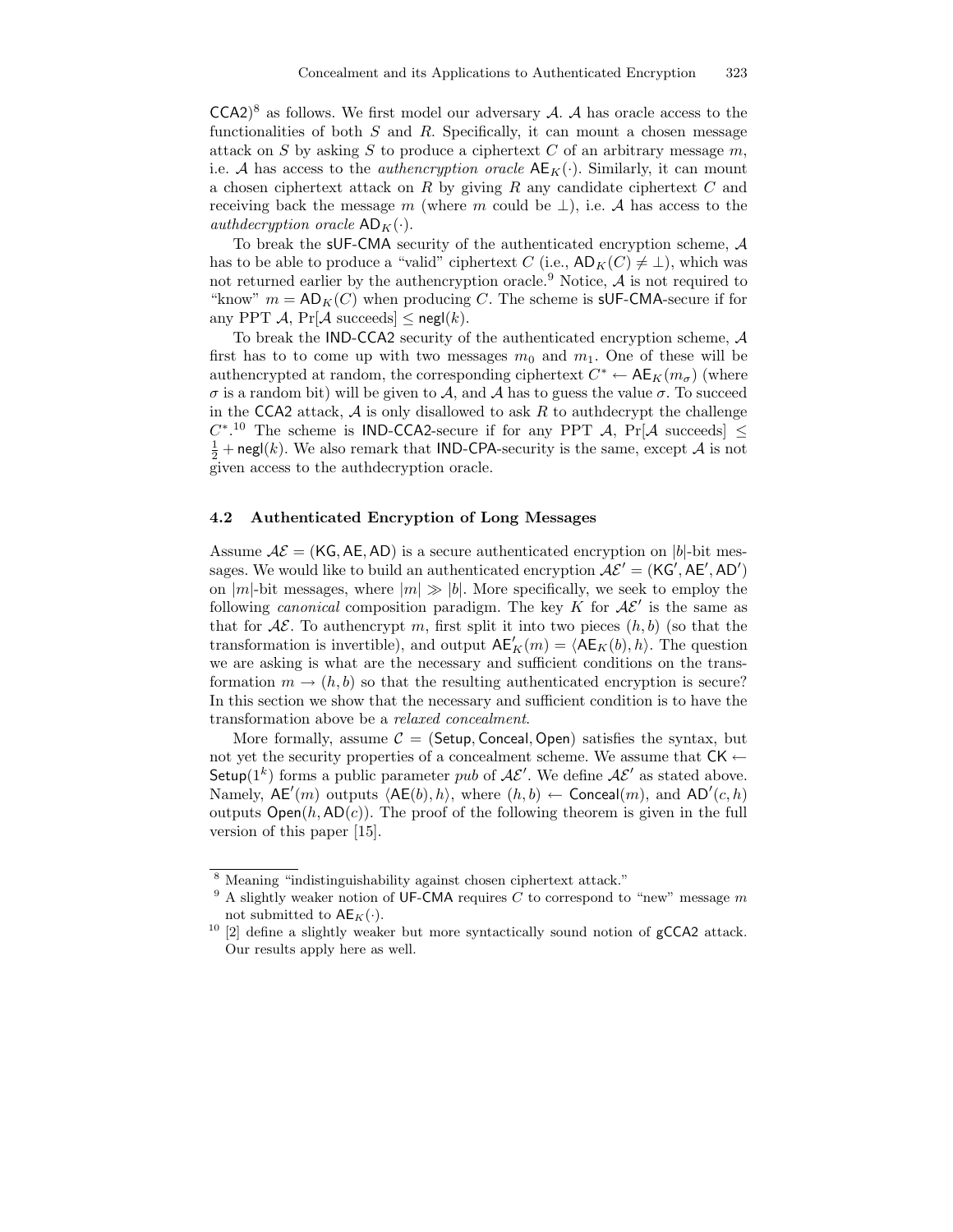CCA2)[8] as follows. We first model our adversary $\mathcal{A}$. $\mathcal{A}$ has oracle access to the functionalities of both $S$ and $R$. Specifically, it can mount a chosen message attack on $S$ by asking $S$ to produce a ciphertext $C$ of an arbitrary message $m$, i.e. $\mathcal{A}$ has access to the *authencryption oracle* $\mathsf{AE}_K(\cdot)$. Similarly, it can mount a chosen ciphertext attack on $R$ by giving $R$ any candidate ciphertext $C$ and receiving back the message $m$ (where $m$ could be $\perp$), i.e. $\mathcal{A}$ has access to the *authdecryption oracle* $\mathsf{AD}_K(\cdot)$.

To break the sUF-CMA security of the authenticated encryption scheme, $\mathcal{A}$ has to be able to produce a "valid" ciphertext $C$ (i.e., $\mathsf{AD}_K(C) \neq \perp$), which was not returned earlier by the authencryption oracle.[9] Notice, $\mathcal{A}$ is not required to "know" $m = \mathsf{AD}_K(C)$ when producing $C$. The scheme is sUF-CMA-secure if for any PPT $\mathcal{A}$, $\Pr[\mathcal{A} \text{ succeeds}] \leq \mathsf{negl}(k)$.

To break the IND-CCA2 security of the authenticated encryption scheme, $\mathcal{A}$ first has to to come up with two messages $m_0$ and $m_1$. One of these will be authencrypted at random, the corresponding ciphertext $C^* \leftarrow \mathsf{AE}_K(m_\sigma)$ (where $\sigma$ is a random bit) will be given to $\mathcal{A}$, and $\mathcal{A}$ has to guess the value $\sigma$. To succeed in the CCA2 attack, $\mathcal{A}$ is only disallowed to ask $R$ to authdecrypt the challenge $C^*$.[10] The scheme is IND-CCA2-secure if for any PPT $\mathcal{A}$, $\Pr[\mathcal{A} \text{ succeeds}] \leq \frac{1}{2} + \mathsf{negl}(k)$. We also remark that IND-CPA-security is the same, except $\mathcal{A}$ is not given access to the authdecryption oracle.

### 4.2 Authenticated Encryption of Long Messages

Assume $\mathcal{AE} = (\mathsf{KG}, \mathsf{AE}, \mathsf{AD})$ is a secure authenticated encryption on $|b|$-bit messages. We would like to build an authenticated encryption $\mathcal{AE}' = (\mathsf{KG}', \mathsf{AE}', \mathsf{AD}')$ on $|m|$-bit messages, where $|m| \gg |b|$. More specifically, we seek to employ the following *canonical* composition paradigm. The key $K$ for $\mathcal{AE}'$ is the same as that for $\mathcal{AE}$. To authencrypt $m$, first split it into two pieces $(h, b)$ (so that the transformation is invertible), and output $\mathsf{AE}'_K(m) = \langle \mathsf{AE}_K(b), h \rangle$. The question we are asking is what are the necessary and sufficient conditions on the transformation $m \to (h, b)$ so that the resulting authenticated encryption is secure? In this section we show that the necessary and sufficient condition is to have the transformation above be a *relaxed concealment*.

More formally, assume $\mathcal{C} = (\mathsf{Setup}, \mathsf{Conceal}, \mathsf{Open})$ satisfies the syntax, but not yet the security properties of a concealment scheme. We assume that $\mathsf{CK} \leftarrow \mathsf{Setup}(1^k)$ forms a public parameter *pub* of $\mathcal{AE}'$. We define $\mathcal{AE}'$ as stated above. Namely, $\mathsf{AE}'(m)$ outputs $\langle \mathsf{AE}(b), h \rangle$, where $(h, b) \leftarrow \mathsf{Conceal}(m)$, and $\mathsf{AD}'(c, h)$ outputs $\mathsf{Open}(h, \mathsf{AD}(c))$. The proof of the following theorem is given in the full version of this paper [15].

---

[8] Meaning "indistinguishability against chosen ciphertext attack."

[9] A slightly weaker notion of UF-CMA requires $C$ to correspond to "new" message $m$ not submitted to $\mathsf{AE}_K(\cdot)$.

[10] [2] define a slightly weaker but more syntactically sound notion of gCCA2 attack. Our results apply here as well.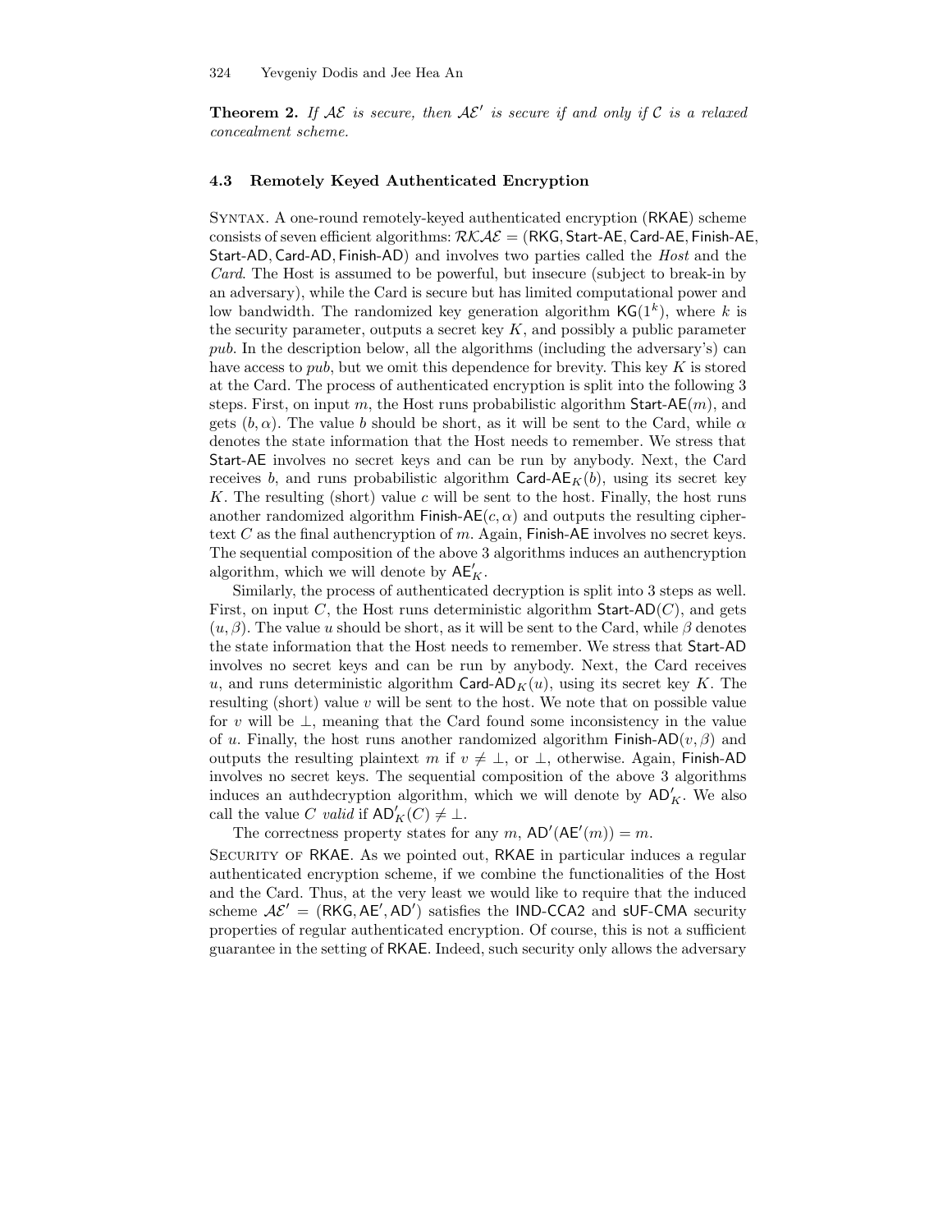**Theorem 2.** *If $\mathcal{AE}$ is secure, then $\mathcal{AE}'$ is secure if and only if $\mathcal{C}$ is a relaxed concealment scheme.*

### 4.3 Remotely Keyed Authenticated Encryption

Syntax. A one-round remotely-keyed authenticated encryption (RKAE) scheme consists of seven efficient algorithms: $\mathcal{RKAE} = (\mathsf{RKG}, \mathsf{Start\text{-}AE}, \mathsf{Card\text{-}AE}, \mathsf{Finish\text{-}AE}, \mathsf{Start\text{-}AD}, \mathsf{Card\text{-}AD}, \mathsf{Finish\text{-}AD})$ and involves two parties called the *Host* and the *Card*. The Host is assumed to be powerful, but insecure (subject to break-in by an adversary), while the Card is secure but has limited computational power and low bandwidth. The randomized key generation algorithm $\mathsf{KG}(1^k)$, where $k$ is the security parameter, outputs a secret key $K$, and possibly a public parameter *pub*. In the description below, all the algorithms (including the adversary's) can have access to *pub*, but we omit this dependence for brevity. This key $K$ is stored at the Card. The process of authenticated encryption is split into the following 3 steps. First, on input $m$, the Host runs probabilistic algorithm $\mathsf{Start\text{-}AE}(m)$, and gets $(b, \alpha)$. The value $b$ should be short, as it will be sent to the Card, while $\alpha$ denotes the state information that the Host needs to remember. We stress that $\mathsf{Start\text{-}AE}$ involves no secret keys and can be run by anybody. Next, the Card receives $b$, and runs probabilistic algorithm $\mathsf{Card\text{-}AE}_K(b)$, using its secret key $K$. The resulting (short) value $c$ will be sent to the host. Finally, the host runs another randomized algorithm $\mathsf{Finish\text{-}AE}(c, \alpha)$ and outputs the resulting ciphertext $C$ as the final authencryption of $m$. Again, $\mathsf{Finish\text{-}AE}$ involves no secret keys. The sequential composition of the above 3 algorithms induces an authencryption algorithm, which we will denote by $\mathsf{AE}'_K$.

Similarly, the process of authenticated decryption is split into 3 steps as well. First, on input $C$, the Host runs deterministic algorithm $\mathsf{Start\text{-}AD}(C)$, and gets $(u, \beta)$. The value $u$ should be short, as it will be sent to the Card, while $\beta$ denotes the state information that the Host needs to remember. We stress that $\mathsf{Start\text{-}AD}$ involves no secret keys and can be run by anybody. Next, the Card receives $u$, and runs deterministic algorithm $\mathsf{Card\text{-}AD}_K(u)$, using its secret key $K$. The resulting (short) value $v$ will be sent to the host. We note that on possible value for $v$ will be $\perp$, meaning that the Card found some inconsistency in the value of $u$. Finally, the host runs another randomized algorithm $\mathsf{Finish\text{-}AD}(v, \beta)$ and outputs the resulting plaintext $m$ if $v \neq \perp$, or $\perp$, otherwise. Again, $\mathsf{Finish\text{-}AD}$ involves no secret keys. The sequential composition of the above 3 algorithms induces an authdecryption algorithm, which we will denote by $\mathsf{AD}'_K$. We also call the value $C$ *valid* if $\mathsf{AD}'_K(C) \neq \perp$.

The correctness property states for any $m$, $\mathsf{AD}'(\mathsf{AE}'(m)) = m$.

Security of RKAE. As we pointed out, RKAE in particular induces a regular authenticated encryption scheme, if we combine the functionalities of the Host and the Card. Thus, at the very least we would like to require that the induced scheme $\mathcal{AE}' = (\mathsf{RKG}, \mathsf{AE}', \mathsf{AD}')$ satisfies the IND-CCA2 and sUF-CMA security properties of regular authenticated encryption. Of course, this is not a sufficient guarantee in the setting of RKAE. Indeed, such security only allows the adversary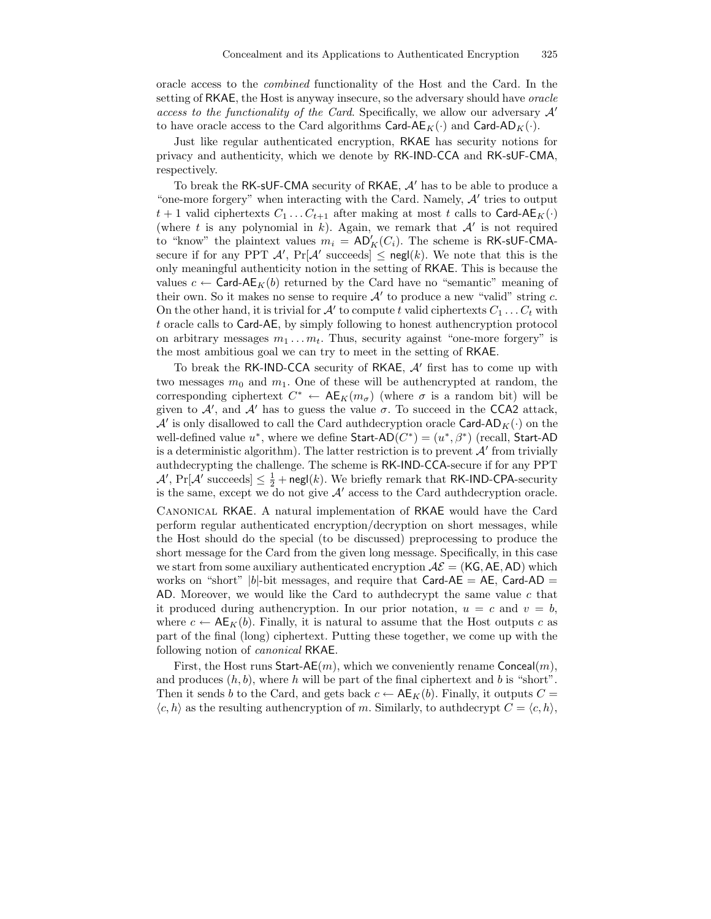oracle access to the *combined* functionality of the Host and the Card. In the setting of RKAE, the Host is anyway insecure, so the adversary should have *oracle access to the functionality of the Card*. Specifically, we allow our adversary $\mathcal{A}'$ to have oracle access to the Card algorithms $\mathsf{Card\text{-}AE}_K(\cdot)$ and $\mathsf{Card\text{-}AD}_K(\cdot)$.

Just like regular authenticated encryption, RKAE has security notions for privacy and authenticity, which we denote by RK-IND-CCA and RK-sUF-CMA, respectively.

To break the RK-sUF-CMA security of RKAE, $\mathcal{A}'$ has to be able to produce a "one-more forgery" when interacting with the Card. Namely, $\mathcal{A}'$ tries to output $t+1$ valid ciphertexts $C_1 \ldots C_{t+1}$ after making at most $t$ calls to $\mathsf{Card\text{-}AE}_K(\cdot)$ (where $t$ is any polynomial in $k$). Again, we remark that $\mathcal{A}'$ is not required to "know" the plaintext values $m_i = \mathsf{AD}'_K(C_i)$. The scheme is RK-sUF-CMA-secure if for any PPT $\mathcal{A}'$, $\Pr[\mathcal{A}' \text{ succeeds}] \leq \mathsf{negl}(k)$. We note that this is the only meaningful authenticity notion in the setting of RKAE. This is because the values $c \leftarrow \mathsf{Card\text{-}AE}_K(b)$ returned by the Card have no "semantic" meaning of their own. So it makes no sense to require $\mathcal{A}'$ to produce a new "valid" string $c$. On the other hand, it is trivial for $\mathcal{A}'$ to compute $t$ valid ciphertexts $C_1 \ldots C_t$ with $t$ oracle calls to Card-AE, by simply following to honest authencryption protocol on arbitrary messages $m_1 \ldots m_t$. Thus, security against "one-more forgery" is the most ambitious goal we can try to meet in the setting of RKAE.

To break the RK-IND-CCA security of RKAE, $\mathcal{A}'$ first has to come up with two messages $m_0$ and $m_1$. One of these will be authencrypted at random, the corresponding ciphertext $C^* \leftarrow \mathsf{AE}_K(m_\sigma)$ (where $\sigma$ is a random bit) will be given to $\mathcal{A}'$, and $\mathcal{A}'$ has to guess the value $\sigma$. To succeed in the CCA2 attack, $\mathcal{A}'$ is only disallowed to call the Card authdecryption oracle $\mathsf{Card\text{-}AD}_K(\cdot)$ on the well-defined value $u^*$, where we define $\mathsf{Start\text{-}AD}(C^*) = (u^*, \beta^*)$ (recall, Start-AD is a deterministic algorithm). The latter restriction is to prevent $\mathcal{A}'$ from trivially authdecrypting the challenge. The scheme is RK-IND-CCA-secure if for any PPT $\mathcal{A}'$, $\Pr[\mathcal{A}' \text{ succeeds}] \leq \frac{1}{2} + \mathsf{negl}(k)$. We briefly remark that RK-IND-CPA-security is the same, except we do not give $\mathcal{A}'$ access to the Card authdecryption oracle.

Canonical RKAE. A natural implementation of RKAE would have the Card perform regular authenticated encryption/decryption on short messages, while the Host should do the special (to be discussed) preprocessing to produce the short message for the Card from the given long message. Specifically, in this case we start from some auxiliary authenticated encryption $\mathcal{AE} = (\mathsf{KG}, \mathsf{AE}, \mathsf{AD})$ which works on "short" $|b|$-bit messages, and require that Card-AE = AE, Card-AD = AD. Moreover, we would like the Card to authdecrypt the same value $c$ that it produced during authencryption. In our prior notation, $u = c$ and $v = b$, where $c \leftarrow \mathsf{AE}_K(b)$. Finally, it is natural to assume that the Host outputs $c$ as part of the final (long) ciphertext. Putting these together, we come up with the following notion of *canonical* RKAE.

First, the Host runs $\mathsf{Start\text{-}AE}(m)$, which we conveniently rename $\mathsf{Conceal}(m)$, and produces $(h, b)$, where $h$ will be part of the final ciphertext and $b$ is "short". Then it sends $b$ to the Card, and gets back $c \leftarrow \mathsf{AE}_K(b)$. Finally, it outputs $C = \langle c, h \rangle$ as the resulting authencryption of $m$. Similarly, to authdecrypt $C = \langle c, h \rangle$,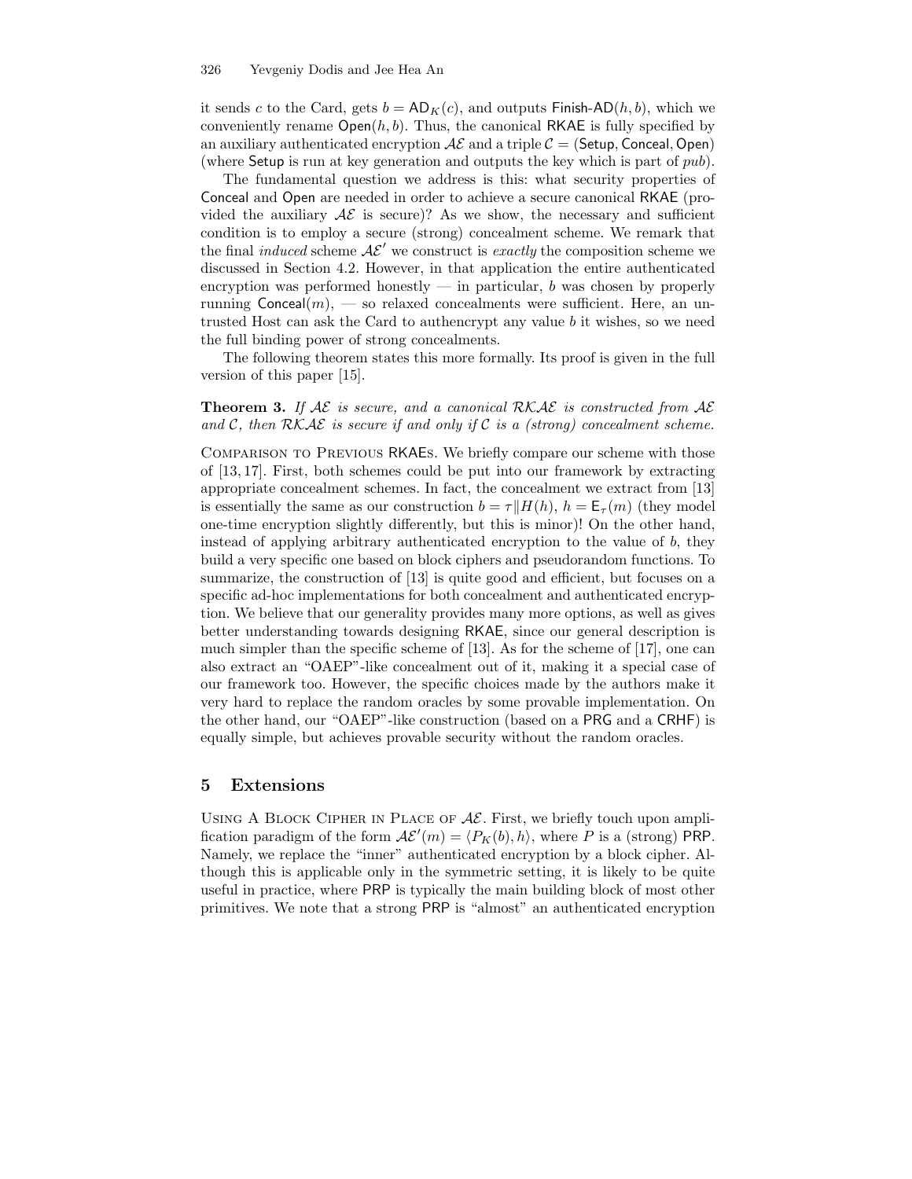it sends $c$ to the Card, gets $b = \mathsf{AD}_K(c)$, and outputs $\mathsf{Finish\text{-}AD}(h, b)$, which we conveniently rename $\mathsf{Open}(h, b)$. Thus, the canonical RKAE is fully specified by an auxiliary authenticated encryption $\mathcal{AE}$ and a triple $\mathcal{C} = (\mathsf{Setup}, \mathsf{Conceal}, \mathsf{Open})$ (where Setup is run at key generation and outputs the key which is part of *pub*).

The fundamental question we address is this: what security properties of Conceal and Open are needed in order to achieve a secure canonical RKAE (provided the auxiliary $\mathcal{AE}$ is secure)? As we show, the necessary and sufficient condition is to employ a secure (strong) concealment scheme. We remark that the final *induced* scheme $\mathcal{AE}'$ we construct is *exactly* the composition scheme we discussed in Section 4.2. However, in that application the entire authenticated encryption was performed honestly — in particular, $b$ was chosen by properly running $\mathsf{Conceal}(m)$, — so relaxed concealments were sufficient. Here, an untrusted Host can ask the Card to authencrypt any value $b$ it wishes, so we need the full binding power of strong concealments.

The following theorem states this more formally. Its proof is given in the full version of this paper [15].

**Theorem 3.** *If $\mathcal{AE}$ is secure, and a canonical $\mathcal{RKAE}$ is constructed from $\mathcal{AE}$ and $\mathcal{C}$, then $\mathcal{RKAE}$ is secure if and only if $\mathcal{C}$ is a (strong) concealment scheme.*

Comparison to Previous RKAEs. We briefly compare our scheme with those of [13, 17]. First, both schemes could be put into our framework by extracting appropriate concealment schemes. In fact, the concealment we extract from [13] is essentially the same as our construction $b = \tau \| H(h)$, $h = \mathsf{E}_\tau(m)$ (they model one-time encryption slightly differently, but this is minor)! On the other hand, instead of applying arbitrary authenticated encryption to the value of $b$, they build a very specific one based on block ciphers and pseudorandom functions. To summarize, the construction of [13] is quite good and efficient, but focuses on a specific ad-hoc implementations for both concealment and authenticated encryption. We believe that our generality provides many more options, as well as gives better understanding towards designing RKAE, since our general description is much simpler than the specific scheme of [13]. As for the scheme of [17], one can also extract an "OAEP"-like concealment out of it, making it a special case of our framework too. However, the specific choices made by the authors make it very hard to replace the random oracles by some provable implementation. On the other hand, our "OAEP"-like construction (based on a PRG and a CRHF) is equally simple, but achieves provable security without the random oracles.

## 5 Extensions

Using a Block Cipher in Place of $\mathcal{AE}$. First, we briefly touch upon amplification paradigm of the form $\mathcal{AE}'(m) = \langle P_K(b), h \rangle$, where $P$ is a (strong) PRP. Namely, we replace the "inner" authenticated encryption by a block cipher. Although this is applicable only in the symmetric setting, it is likely to be quite useful in practice, where PRP is typically the main building block of most other primitives. We note that a strong PRP is "almost" an authenticated encryption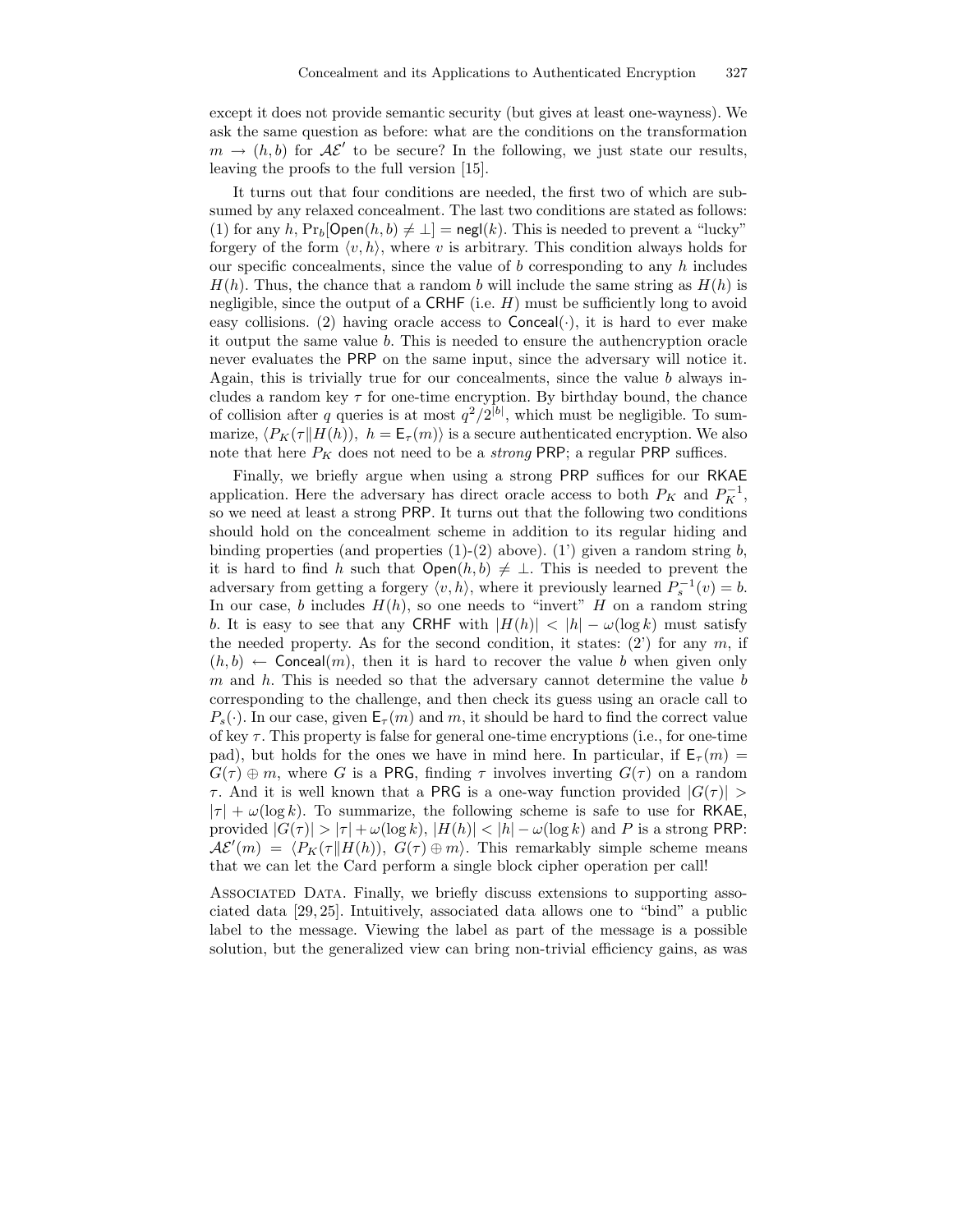except it does not provide semantic security (but gives at least one-wayness). We ask the same question as before: what are the conditions on the transformation $m \to (h, b)$ for $\mathcal{AE}'$ to be secure? In the following, we just state our results, leaving the proofs to the full version [15].

It turns out that four conditions are needed, the first two of which are subsumed by any relaxed concealment. The last two conditions are stated as follows: (1) for any $h$, $\Pr_b[\mathsf{Open}(h, b) \neq \perp] = \mathsf{negl}(k)$. This is needed to prevent a "lucky" forgery of the form $\langle v, h \rangle$, where $v$ is arbitrary. This condition always holds for our specific concealments, since the value of $b$ corresponding to any $h$ includes $H(h)$. Thus, the chance that a random $b$ will include the same string as $H(h)$ is negligible, since the output of a CRHF (i.e. $H$) must be sufficiently long to avoid easy collisions. (2) having oracle access to $\mathsf{Conceal}(\cdot)$, it is hard to ever make it output the same value $b$. This is needed to ensure the authencryption oracle never evaluates the PRP on the same input, since the adversary will notice it. Again, this is trivially true for our concealments, since the value $b$ always includes a random key $\tau$ for one-time encryption. By birthday bound, the chance of collision after $q$ queries is at most $q^2/2^{|b|}$, which must be negligible. To summarize, $\langle P_K(\tau \| H(h)),\ h = \mathsf{E}_\tau(m) \rangle$ is a secure authenticated encryption. We also note that here $P_K$ does not need to be a *strong* PRP; a regular PRP suffices.

Finally, we briefly argue when using a strong PRP suffices for our RKAE application. Here the adversary has direct oracle access to both $P_K$ and $P_K^{-1}$, so we need at least a strong PRP. It turns out that the following two conditions should hold on the concealment scheme in addition to its regular hiding and binding properties (and properties (1)-(2) above). (1') given a random string $b$, it is hard to find $h$ such that $\mathsf{Open}(h, b) \neq \perp$. This is needed to prevent the adversary from getting a forgery $\langle v, h \rangle$, where it previously learned $P_s^{-1}(v) = b$. In our case, $b$ includes $H(h)$, so one needs to "invert" $H$ on a random string $b$. It is easy to see that any CRHF with $|H(h)| < |h| - \omega(\log k)$ must satisfy the needed property. As for the second condition, it states: (2') for any $m$, if $(h, b) \leftarrow \mathsf{Conceal}(m)$, then it is hard to recover the value $b$ when given only $m$ and $h$. This is needed so that the adversary cannot determine the value $b$ corresponding to the challenge, and then check its guess using an oracle call to $P_s(\cdot)$. In our case, given $\mathsf{E}_\tau(m)$ and $m$, it should be hard to find the correct value of key $\tau$. This property is false for general one-time encryptions (i.e., for one-time pad), but holds for the ones we have in mind here. In particular, if $\mathsf{E}_\tau(m) = G(\tau) \oplus m$, where $G$ is a PRG, finding $\tau$ involves inverting $G(\tau)$ on a random $\tau$. And it is well known that a PRG is a one-way function provided $|G(\tau)| > |\tau| + \omega(\log k)$. To summarize, the following scheme is safe to use for RKAE, provided $|G(\tau)| > |\tau| + \omega(\log k)$, $|H(h)| < |h| - \omega(\log k)$ and $P$ is a strong PRP: $\mathcal{AE}'(m) = \langle P_K(\tau \| H(h)),\ G(\tau) \oplus m \rangle$. This remarkably simple scheme means that we can let the Card perform a single block cipher operation per call!

**Associated Data.** Finally, we briefly discuss extensions to supporting associated data [29, 25]. Intuitively, associated data allows one to "bind" a public label to the message. Viewing the label as part of the message is a possible solution, but the generalized view can bring non-trivial efficiency gains, as was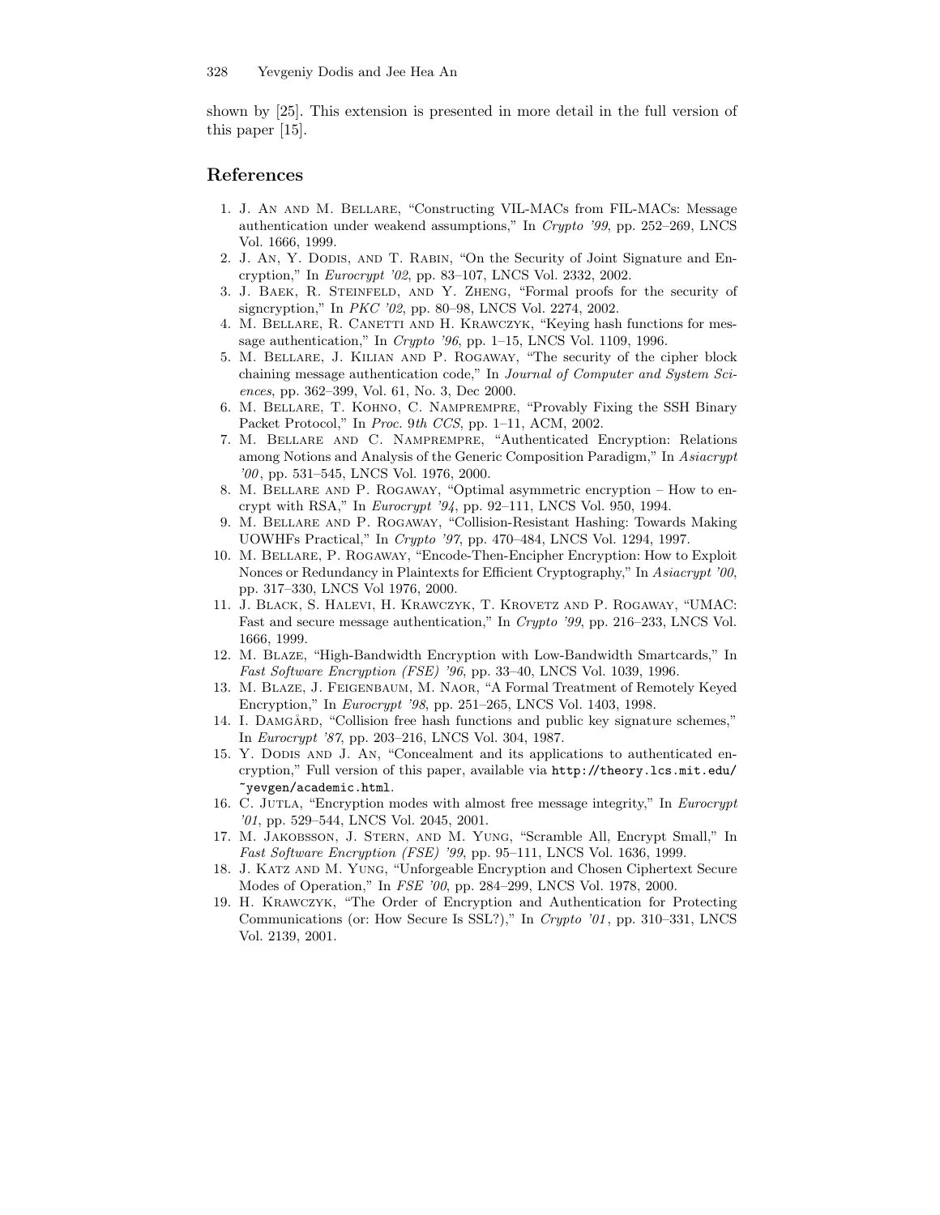shown by [25]. This extension is presented in more detail in the full version of this paper [15].

## References

1. J. An and M. Bellare, "Constructing VIL-MACs from FIL-MACs: Message authentication under weakend assumptions," In *Crypto '99*, pp. 252–269, LNCS Vol. 1666, 1999.
2. J. An, Y. Dodis, and T. Rabin, "On the Security of Joint Signature and Encryption," In *Eurocrypt '02*, pp. 83–107, LNCS Vol. 2332, 2002.
3. J. Baek, R. Steinfeld, and Y. Zheng, "Formal proofs for the security of signcryption," In *PKC '02*, pp. 80–98, LNCS Vol. 2274, 2002.
4. M. Bellare, R. Canetti and H. Krawczyk, "Keying hash functions for message authentication," In *Crypto '96*, pp. 1–15, LNCS Vol. 1109, 1996.
5. M. Bellare, J. Kilian and P. Rogaway, "The security of the cipher block chaining message authentication code," In *Journal of Computer and System Sciences*, pp. 362–399, Vol. 61, No. 3, Dec 2000.
6. M. Bellare, T. Kohno, C. Namprempre, "Provably Fixing the SSH Binary Packet Protocol," In *Proc. 9th CCS*, pp. 1–11, ACM, 2002.
7. M. Bellare and C. Namprempre, "Authenticated Encryption: Relations among Notions and Analysis of the Generic Composition Paradigm," In *Asiacrypt '00*, pp. 531–545, LNCS Vol. 1976, 2000.
8. M. Bellare and P. Rogaway, "Optimal asymmetric encryption – How to encrypt with RSA," In *Eurocrypt '94*, pp. 92–111, LNCS Vol. 950, 1994.
9. M. Bellare and P. Rogaway, "Collision-Resistant Hashing: Towards Making UOWHFs Practical," In *Crypto '97*, pp. 470–484, LNCS Vol. 1294, 1997.
10. M. Bellare, P. Rogaway, "Encode-Then-Encipher Encryption: How to Exploit Nonces or Redundancy in Plaintexts for Efficient Cryptography," In *Asiacrypt '00*, pp. 317–330, LNCS Vol 1976, 2000.
11. J. Black, S. Halevi, H. Krawczyk, T. Krovetz and P. Rogaway, "UMAC: Fast and secure message authentication," In *Crypto '99*, pp. 216–233, LNCS Vol. 1666, 1999.
12. M. Blaze, "High-Bandwidth Encryption with Low-Bandwidth Smartcards," In *Fast Software Encryption (FSE) '96*, pp. 33–40, LNCS Vol. 1039, 1996.
13. M. Blaze, J. Feigenbaum, M. Naor, "A Formal Treatment of Remotely Keyed Encryption," In *Eurocrypt '98*, pp. 251–265, LNCS Vol. 1403, 1998.
14. I. Damgård, "Collision free hash functions and public key signature schemes," In *Eurocrypt '87*, pp. 203–216, LNCS Vol. 304, 1987.
15. Y. Dodis and J. An, "Concealment and its applications to authenticated encryption," Full version of this paper, available via `http://theory.lcs.mit.edu/~yevgen/academic.html`.
16. C. Jutla, "Encryption modes with almost free message integrity," In *Eurocrypt '01*, pp. 529–544, LNCS Vol. 2045, 2001.
17. M. Jakobsson, J. Stern, and M. Yung, "Scramble All, Encrypt Small," In *Fast Software Encryption (FSE) '99*, pp. 95–111, LNCS Vol. 1636, 1999.
18. J. Katz and M. Yung, "Unforgeable Encryption and Chosen Ciphertext Secure Modes of Operation," In *FSE '00*, pp. 284–299, LNCS Vol. 1978, 2000.
19. H. Krawczyk, "The Order of Encryption and Authentication for Protecting Communications (or: How Secure Is SSL?)," In *Crypto '01*, pp. 310–331, LNCS Vol. 2139, 2001.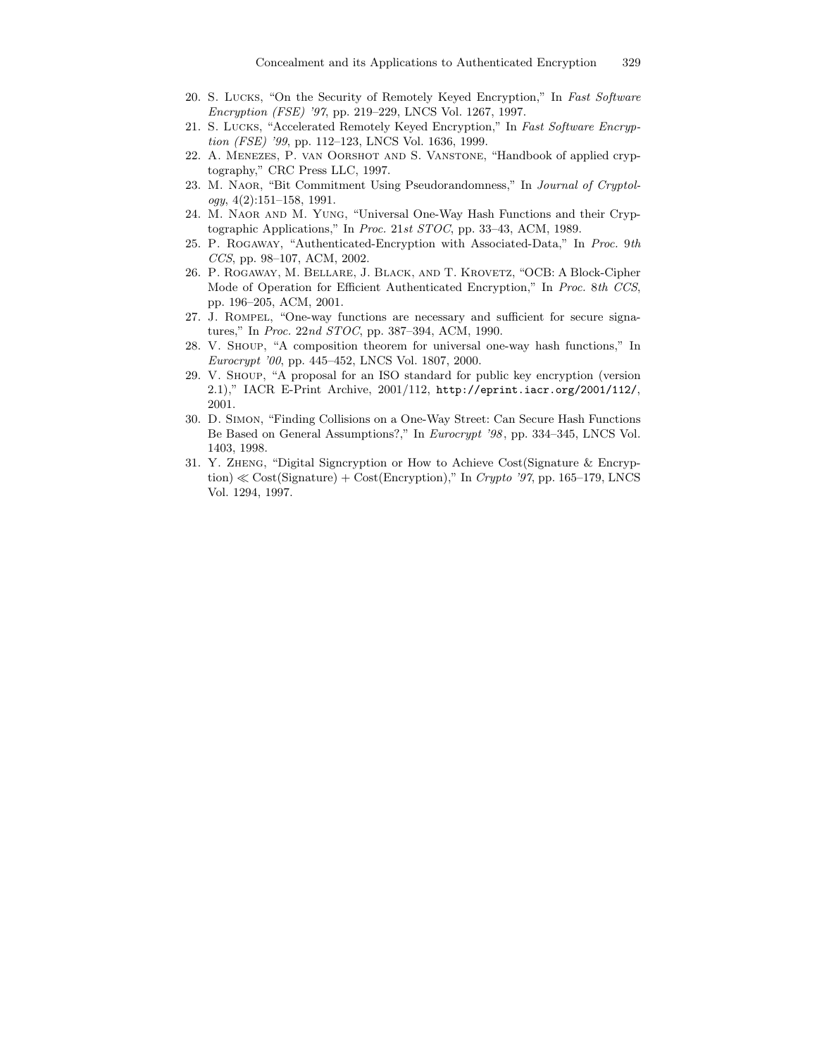20. S. Lucks, "On the Security of Remotely Keyed Encryption," In *Fast Software Encryption (FSE) '97*, pp. 219–229, LNCS Vol. 1267, 1997.
21. S. Lucks, "Accelerated Remotely Keyed Encryption," In *Fast Software Encryption (FSE) '99*, pp. 112–123, LNCS Vol. 1636, 1999.
22. A. Menezes, P. van Oorshot and S. Vanstone, "Handbook of applied cryptography," CRC Press LLC, 1997.
23. M. Naor, "Bit Commitment Using Pseudorandomness," In *Journal of Cryptology*, 4(2):151–158, 1991.
24. M. Naor and M. Yung, "Universal One-Way Hash Functions and their Cryptographic Applications," In *Proc. 21st STOC*, pp. 33–43, ACM, 1989.
25. P. Rogaway, "Authenticated-Encryption with Associated-Data," In *Proc. 9th CCS*, pp. 98–107, ACM, 2002.
26. P. Rogaway, M. Bellare, J. Black, and T. Krovetz, "OCB: A Block-Cipher Mode of Operation for Efficient Authenticated Encryption," In *Proc. 8th CCS*, pp. 196–205, ACM, 2001.
27. J. Rompel, "One-way functions are necessary and sufficient for secure signatures," In *Proc. 22nd STOC*, pp. 387–394, ACM, 1990.
28. V. Shoup, "A composition theorem for universal one-way hash functions," In *Eurocrypt '00*, pp. 445–452, LNCS Vol. 1807, 2000.
29. V. Shoup, "A proposal for an ISO standard for public key encryption (version 2.1)," IACR E-Print Archive, 2001/112, `http://eprint.iacr.org/2001/112/`, 2001.
30. D. Simon, "Finding Collisions on a One-Way Street: Can Secure Hash Functions Be Based on General Assumptions?," In *Eurocrypt '98*, pp. 334–345, LNCS Vol. 1403, 1998.
31. Y. Zheng, "Digital Signcryption or How to Achieve Cost(Signature & Encryption) $\ll$ Cost(Signature) + Cost(Encryption)," In *Crypto '97*, pp. 165–179, LNCS Vol. 1294, 1997.